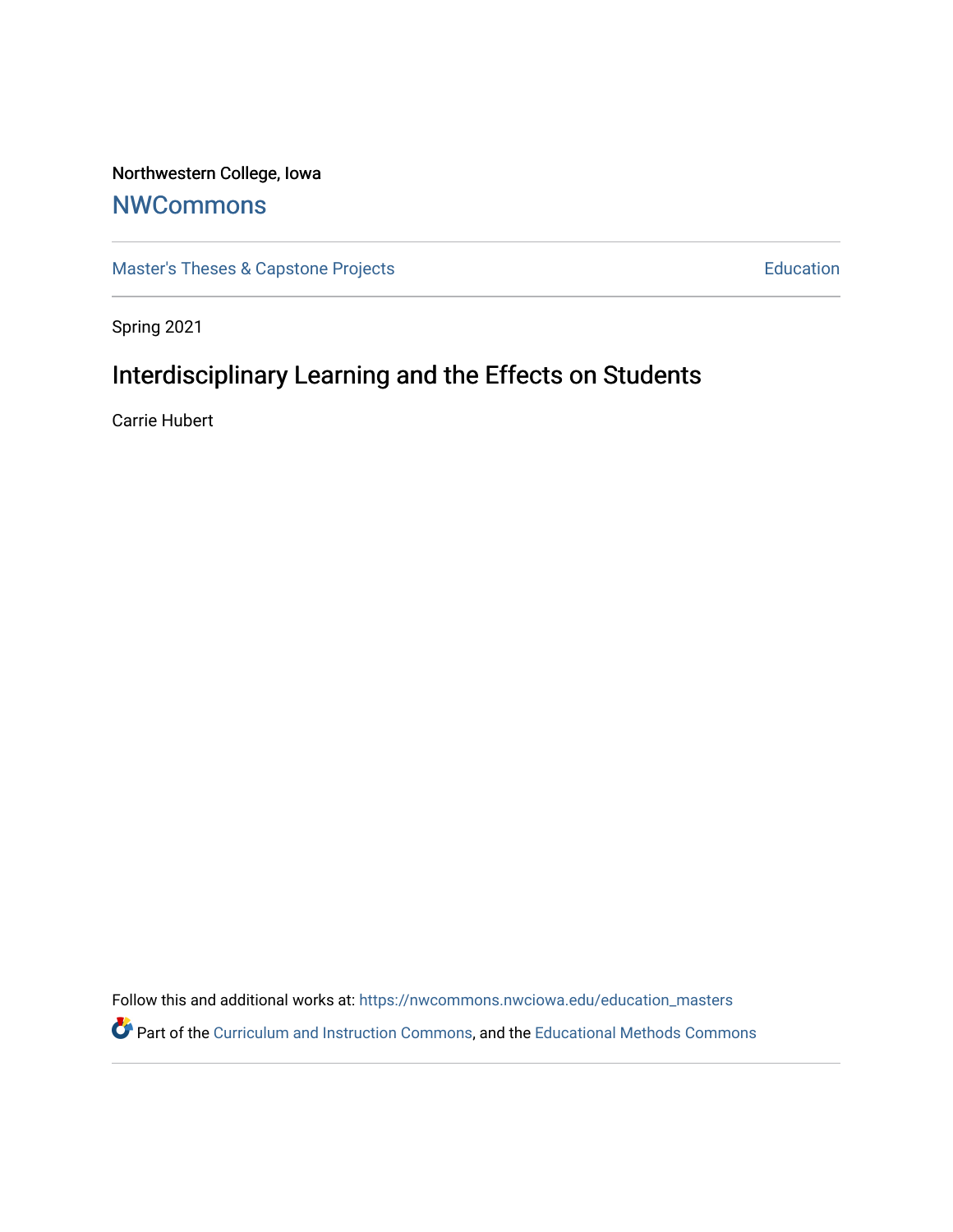Northwestern College, Iowa

## NWCommons

Master's Theses & Capstone Projects | Education

Spring 2021

# Interdisciplinary Learning and the Effects on Students

Carrie Hubert

Follow this and additional works at: https://nwcommons.nwciowa.edu/education_masters

Part of the Curriculum and Instruction Commons, and the Educational Methods Commons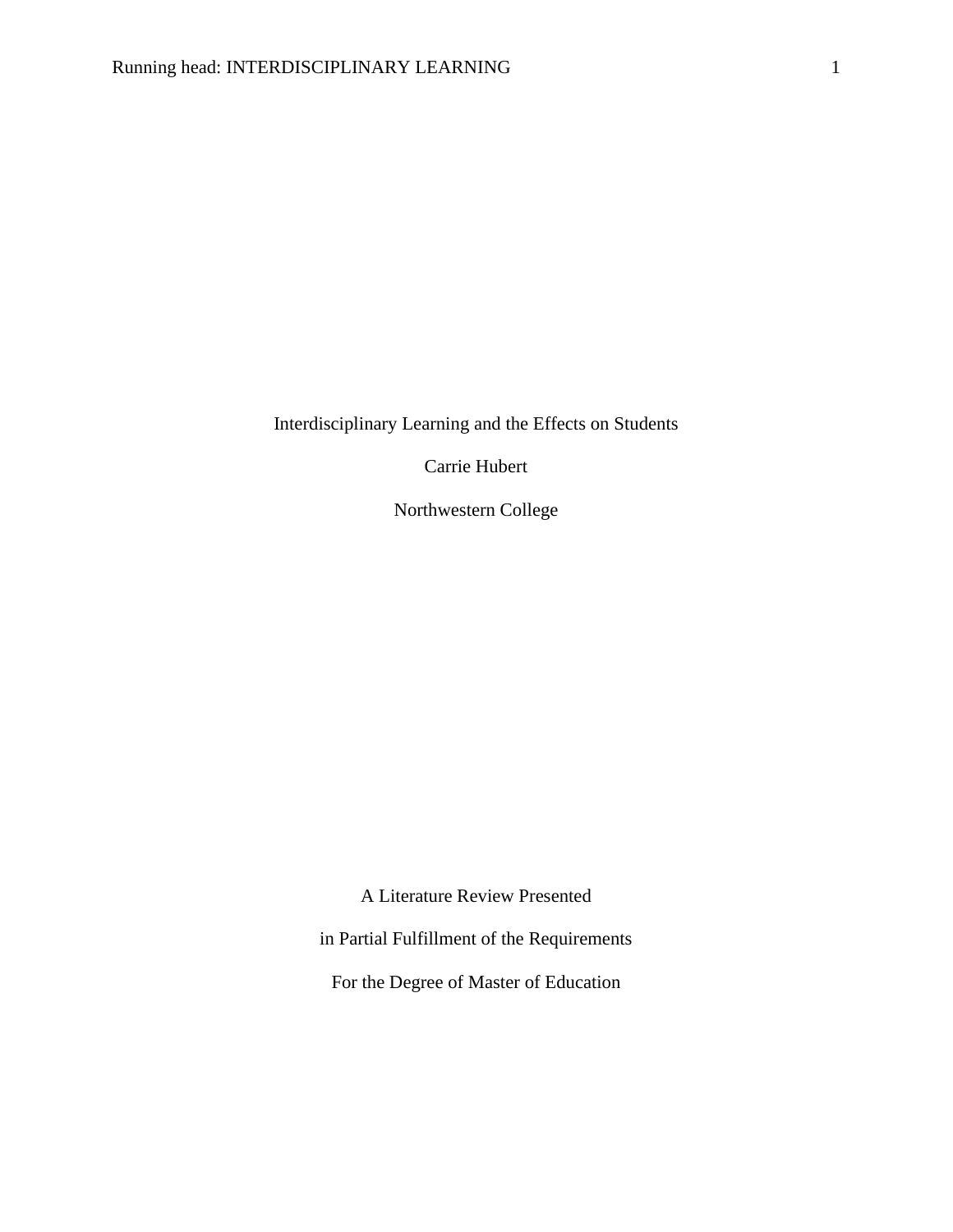Interdisciplinary Learning and the Effects on Students

Carrie Hubert

Northwestern College

A Literature Review Presented

in Partial Fulfillment of the Requirements

For the Degree of Master of Education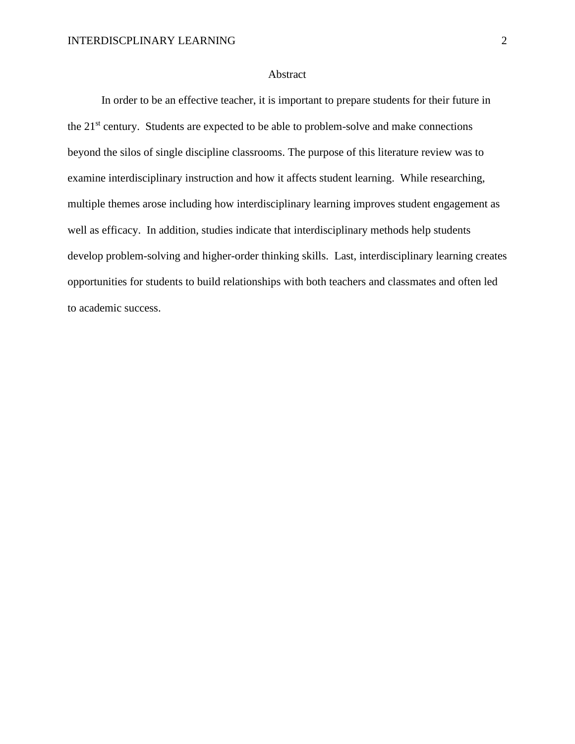# Abstract

In order to be an effective teacher, it is important to prepare students for their future in the 21st century. Students are expected to be able to problem-solve and make connections beyond the silos of single discipline classrooms. The purpose of this literature review was to examine interdisciplinary instruction and how it affects student learning. While researching, multiple themes arose including how interdisciplinary learning improves student engagement as well as efficacy. In addition, studies indicate that interdisciplinary methods help students develop problem-solving and higher-order thinking skills. Last, interdisciplinary learning creates opportunities for students to build relationships with both teachers and classmates and often led to academic success.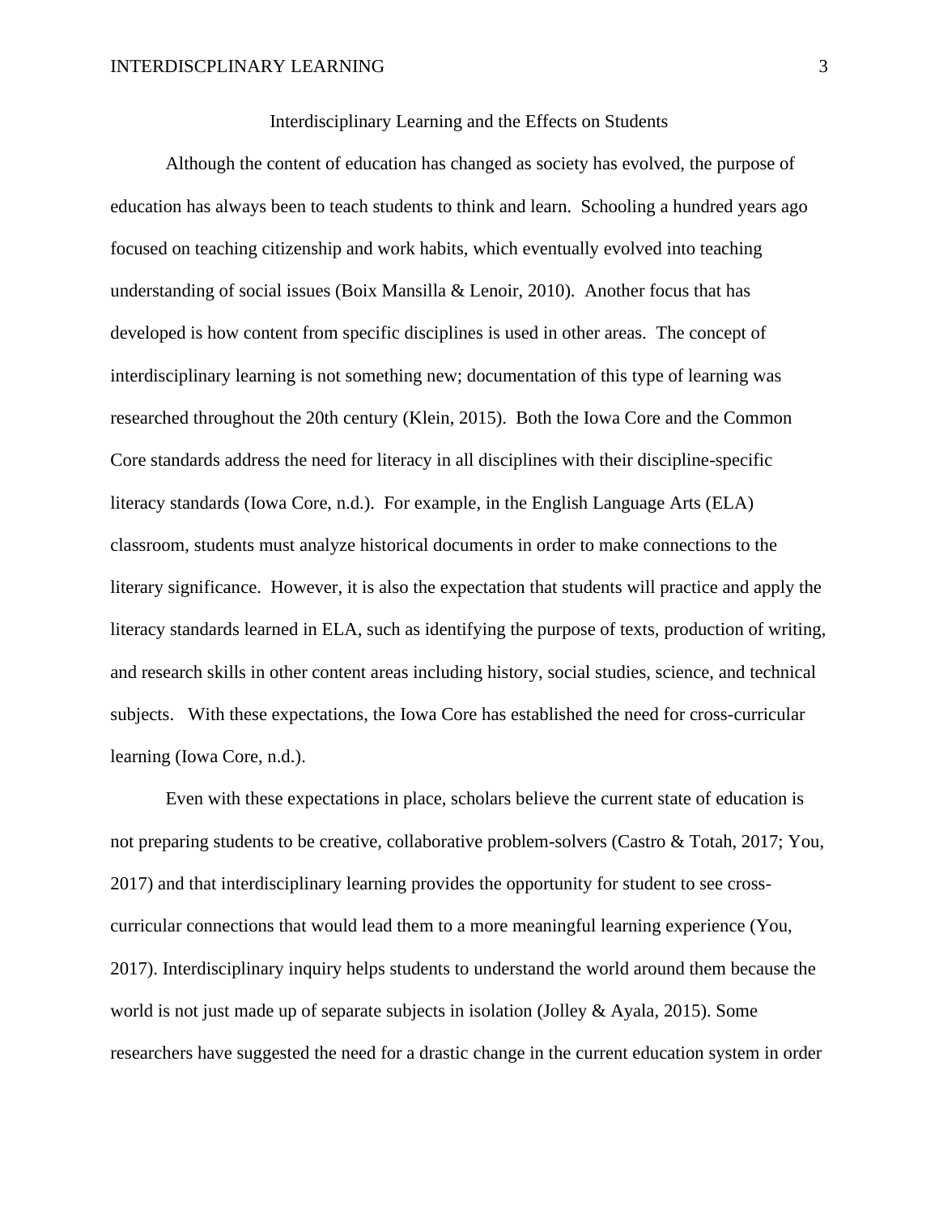# Interdisciplinary Learning and the Effects on Students

Although the content of education has changed as society has evolved, the purpose of education has always been to teach students to think and learn. Schooling a hundred years ago focused on teaching citizenship and work habits, which eventually evolved into teaching understanding of social issues (Boix Mansilla & Lenoir, 2010). Another focus that has developed is how content from specific disciplines is used in other areas. The concept of interdisciplinary learning is not something new; documentation of this type of learning was researched throughout the 20th century (Klein, 2015). Both the Iowa Core and the Common Core standards address the need for literacy in all disciplines with their discipline-specific literacy standards (Iowa Core, n.d.). For example, in the English Language Arts (ELA) classroom, students must analyze historical documents in order to make connections to the literary significance. However, it is also the expectation that students will practice and apply the literacy standards learned in ELA, such as identifying the purpose of texts, production of writing, and research skills in other content areas including history, social studies, science, and technical subjects. With these expectations, the Iowa Core has established the need for cross-curricular learning (Iowa Core, n.d.).

Even with these expectations in place, scholars believe the current state of education is not preparing students to be creative, collaborative problem-solvers (Castro & Totah, 2017; You, 2017) and that interdisciplinary learning provides the opportunity for student to see cross-curricular connections that would lead them to a more meaningful learning experience (You, 2017). Interdisciplinary inquiry helps students to understand the world around them because the world is not just made up of separate subjects in isolation (Jolley & Ayala, 2015). Some researchers have suggested the need for a drastic change in the current education system in order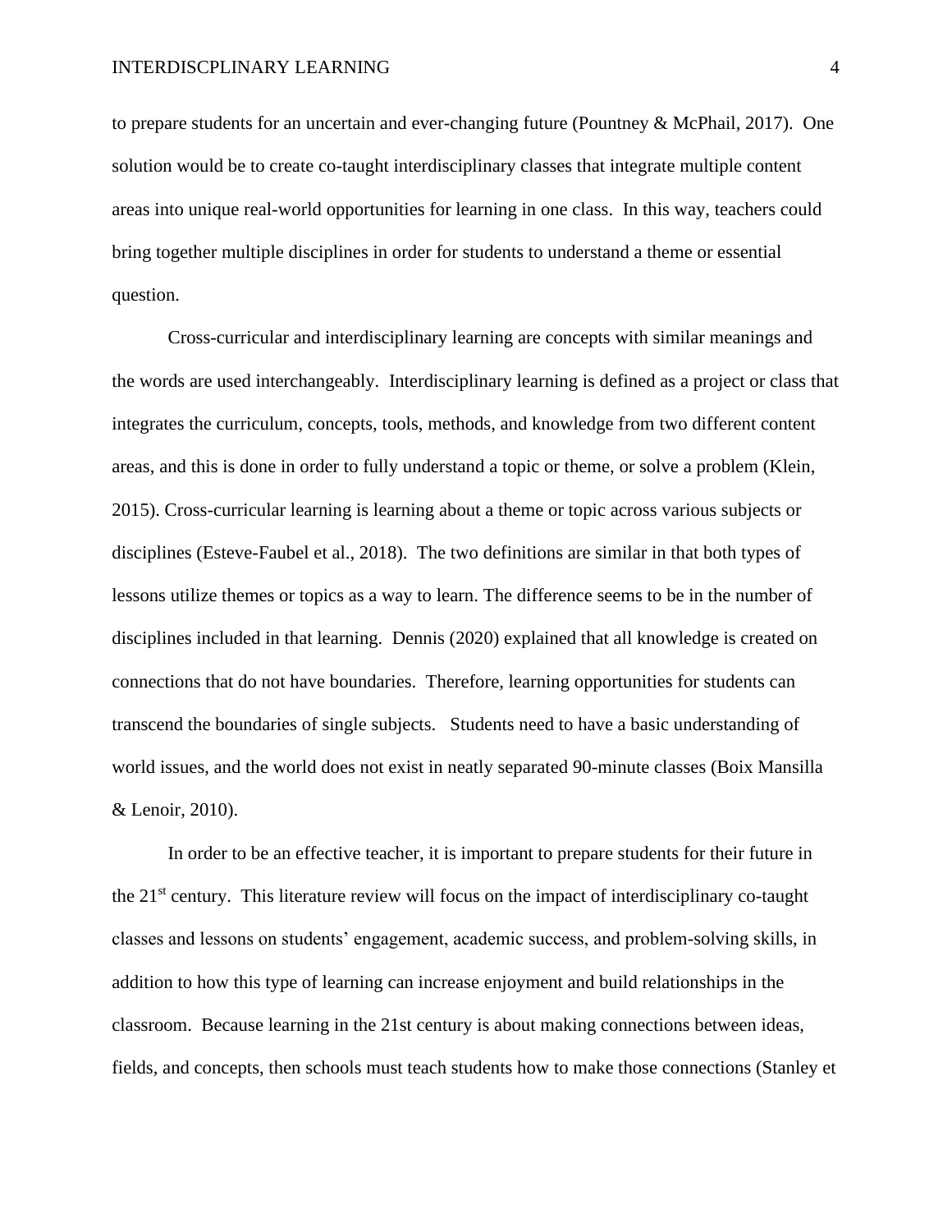to prepare students for an uncertain and ever-changing future (Pountney & McPhail, 2017). One solution would be to create co-taught interdisciplinary classes that integrate multiple content areas into unique real-world opportunities for learning in one class. In this way, teachers could bring together multiple disciplines in order for students to understand a theme or essential question.

Cross-curricular and interdisciplinary learning are concepts with similar meanings and the words are used interchangeably. Interdisciplinary learning is defined as a project or class that integrates the curriculum, concepts, tools, methods, and knowledge from two different content areas, and this is done in order to fully understand a topic or theme, or solve a problem (Klein, 2015). Cross-curricular learning is learning about a theme or topic across various subjects or disciplines (Esteve-Faubel et al., 2018). The two definitions are similar in that both types of lessons utilize themes or topics as a way to learn. The difference seems to be in the number of disciplines included in that learning. Dennis (2020) explained that all knowledge is created on connections that do not have boundaries. Therefore, learning opportunities for students can transcend the boundaries of single subjects. Students need to have a basic understanding of world issues, and the world does not exist in neatly separated 90-minute classes (Boix Mansilla & Lenoir, 2010).

In order to be an effective teacher, it is important to prepare students for their future in the 21st century. This literature review will focus on the impact of interdisciplinary co-taught classes and lessons on students' engagement, academic success, and problem-solving skills, in addition to how this type of learning can increase enjoyment and build relationships in the classroom. Because learning in the 21st century is about making connections between ideas, fields, and concepts, then schools must teach students how to make those connections (Stanley et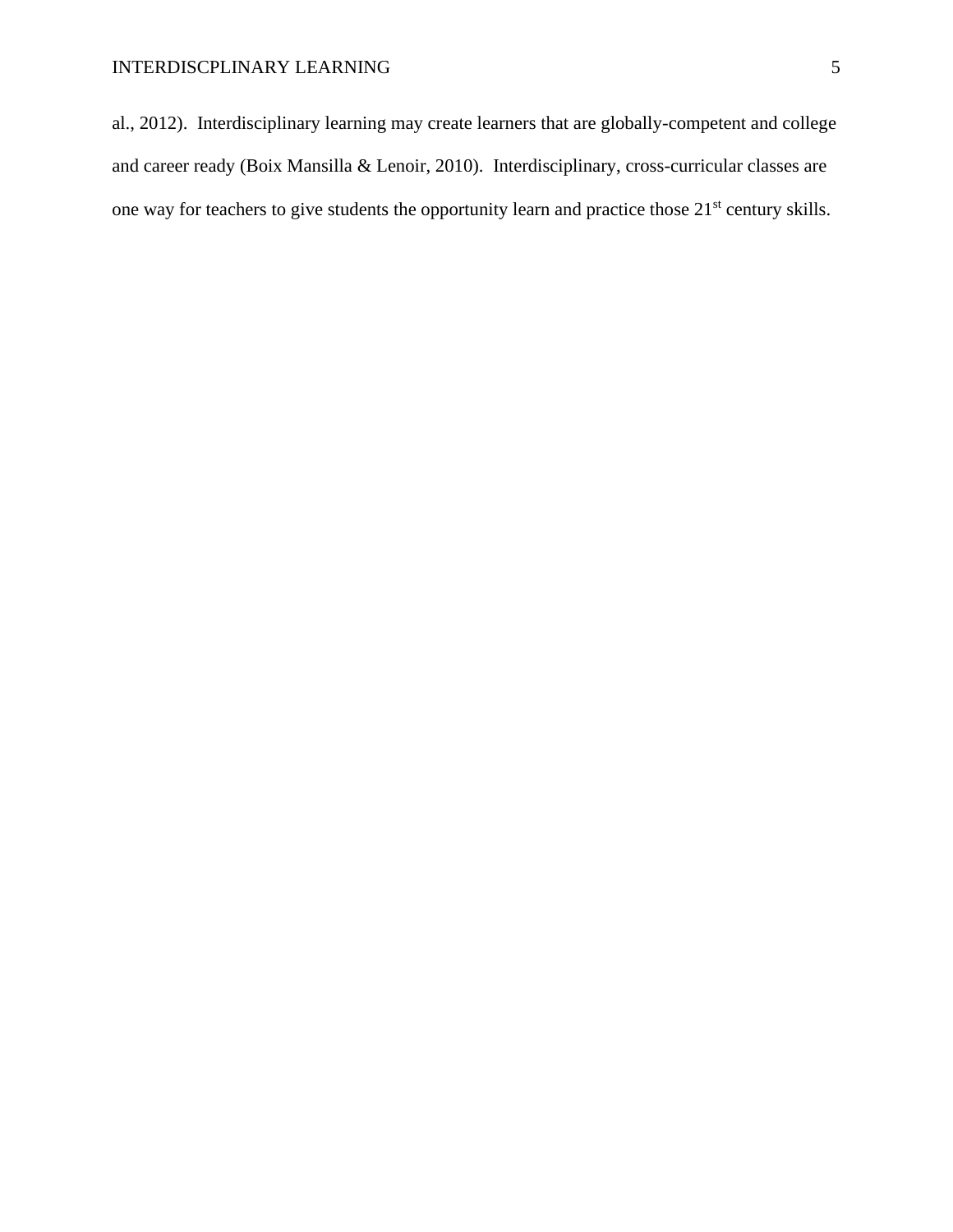al., 2012). Interdisciplinary learning may create learners that are globally-competent and college and career ready (Boix Mansilla & Lenoir, 2010). Interdisciplinary, cross-curricular classes are one way for teachers to give students the opportunity learn and practice those 21st century skills.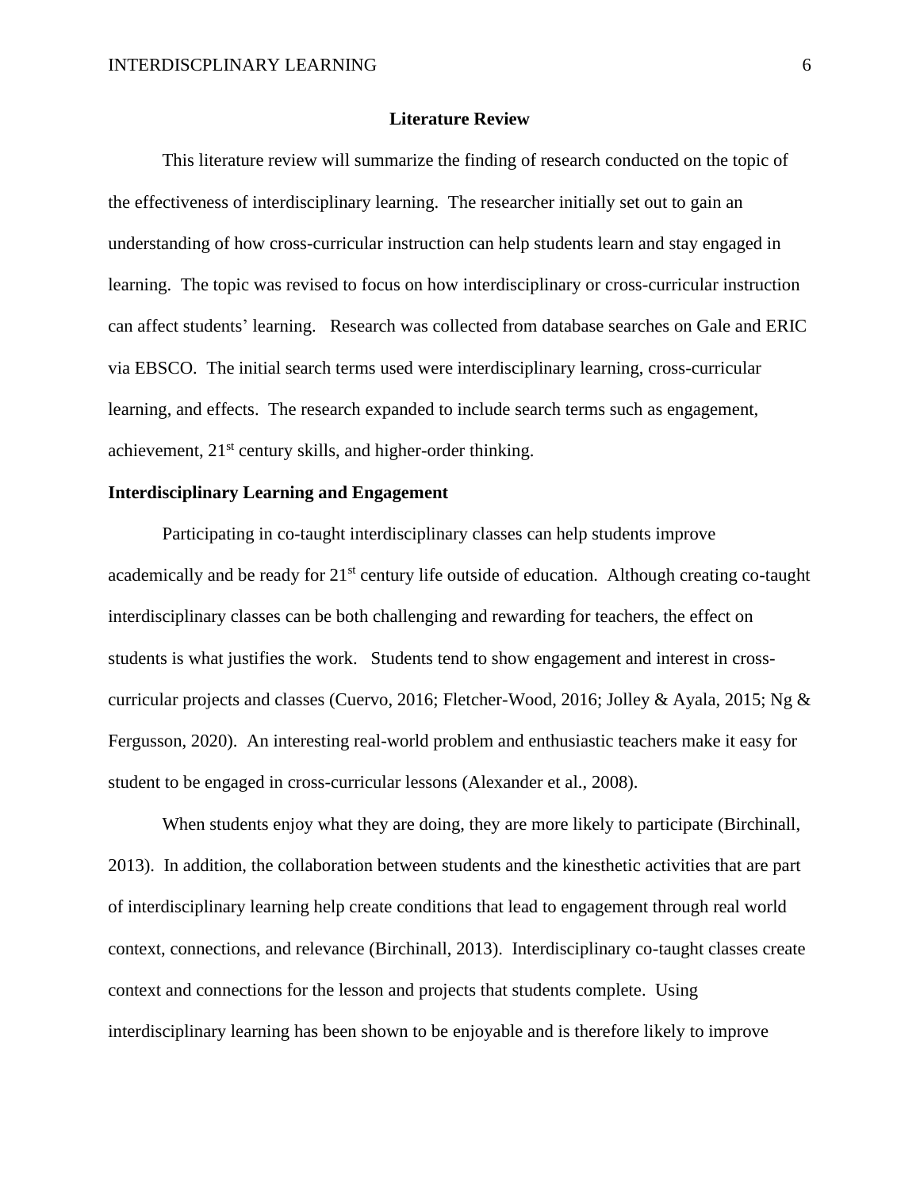## Literature Review

This literature review will summarize the finding of research conducted on the topic of the effectiveness of interdisciplinary learning. The researcher initially set out to gain an understanding of how cross-curricular instruction can help students learn and stay engaged in learning. The topic was revised to focus on how interdisciplinary or cross-curricular instruction can affect students' learning. Research was collected from database searches on Gale and ERIC via EBSCO. The initial search terms used were interdisciplinary learning, cross-curricular learning, and effects. The research expanded to include search terms such as engagement, achievement, 21st century skills, and higher-order thinking.

### Interdisciplinary Learning and Engagement

Participating in co-taught interdisciplinary classes can help students improve academically and be ready for 21st century life outside of education. Although creating co-taught interdisciplinary classes can be both challenging and rewarding for teachers, the effect on students is what justifies the work. Students tend to show engagement and interest in cross-curricular projects and classes (Cuervo, 2016; Fletcher-Wood, 2016; Jolley & Ayala, 2015; Ng & Fergusson, 2020). An interesting real-world problem and enthusiastic teachers make it easy for student to be engaged in cross-curricular lessons (Alexander et al., 2008).

When students enjoy what they are doing, they are more likely to participate (Birchinall, 2013). In addition, the collaboration between students and the kinesthetic activities that are part of interdisciplinary learning help create conditions that lead to engagement through real world context, connections, and relevance (Birchinall, 2013). Interdisciplinary co-taught classes create context and connections for the lesson and projects that students complete. Using interdisciplinary learning has been shown to be enjoyable and is therefore likely to improve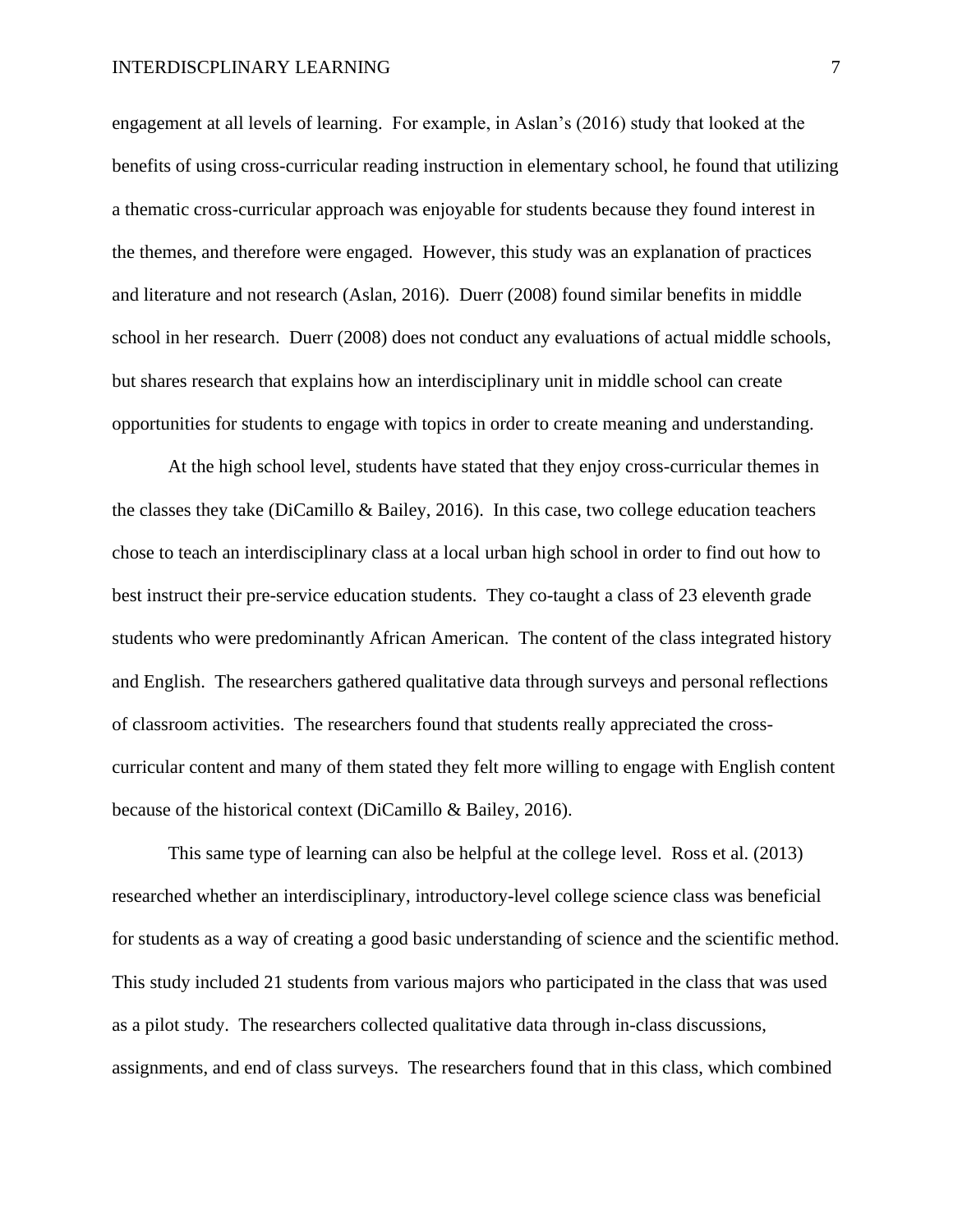engagement at all levels of learning. For example, in Aslan's (2016) study that looked at the benefits of using cross-curricular reading instruction in elementary school, he found that utilizing a thematic cross-curricular approach was enjoyable for students because they found interest in the themes, and therefore were engaged. However, this study was an explanation of practices and literature and not research (Aslan, 2016). Duerr (2008) found similar benefits in middle school in her research. Duerr (2008) does not conduct any evaluations of actual middle schools, but shares research that explains how an interdisciplinary unit in middle school can create opportunities for students to engage with topics in order to create meaning and understanding.

At the high school level, students have stated that they enjoy cross-curricular themes in the classes they take (DiCamillo & Bailey, 2016). In this case, two college education teachers chose to teach an interdisciplinary class at a local urban high school in order to find out how to best instruct their pre-service education students. They co-taught a class of 23 eleventh grade students who were predominantly African American. The content of the class integrated history and English. The researchers gathered qualitative data through surveys and personal reflections of classroom activities. The researchers found that students really appreciated the cross-curricular content and many of them stated they felt more willing to engage with English content because of the historical context (DiCamillo & Bailey, 2016).

This same type of learning can also be helpful at the college level. Ross et al. (2013) researched whether an interdisciplinary, introductory-level college science class was beneficial for students as a way of creating a good basic understanding of science and the scientific method. This study included 21 students from various majors who participated in the class that was used as a pilot study. The researchers collected qualitative data through in-class discussions, assignments, and end of class surveys. The researchers found that in this class, which combined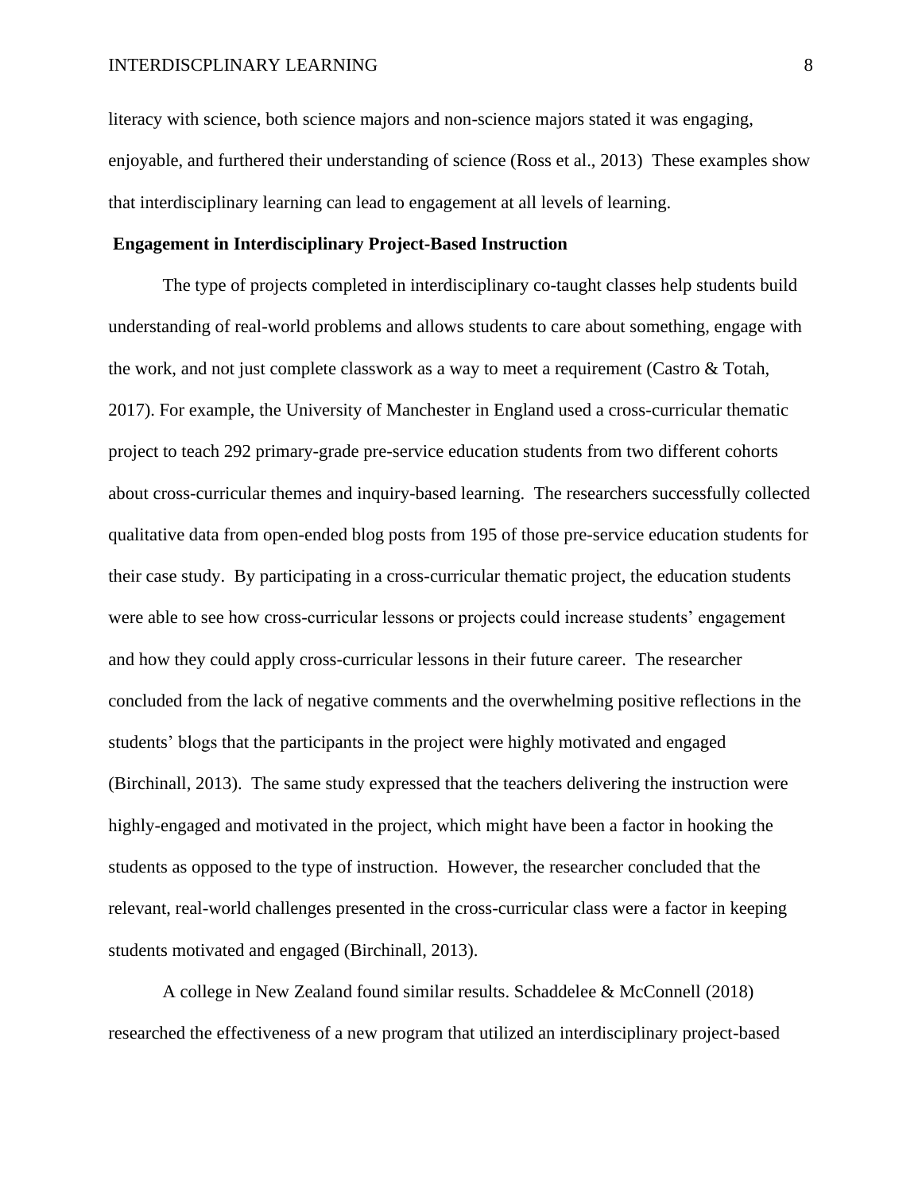literacy with science, both science majors and non-science majors stated it was engaging, enjoyable, and furthered their understanding of science (Ross et al., 2013) These examples show that interdisciplinary learning can lead to engagement at all levels of learning.

**Engagement in Interdisciplinary Project-Based Instruction**

The type of projects completed in interdisciplinary co-taught classes help students build understanding of real-world problems and allows students to care about something, engage with the work, and not just complete classwork as a way to meet a requirement (Castro & Totah, 2017). For example, the University of Manchester in England used a cross-curricular thematic project to teach 292 primary-grade pre-service education students from two different cohorts about cross-curricular themes and inquiry-based learning. The researchers successfully collected qualitative data from open-ended blog posts from 195 of those pre-service education students for their case study. By participating in a cross-curricular thematic project, the education students were able to see how cross-curricular lessons or projects could increase students' engagement and how they could apply cross-curricular lessons in their future career. The researcher concluded from the lack of negative comments and the overwhelming positive reflections in the students' blogs that the participants in the project were highly motivated and engaged (Birchinall, 2013). The same study expressed that the teachers delivering the instruction were highly-engaged and motivated in the project, which might have been a factor in hooking the students as opposed to the type of instruction. However, the researcher concluded that the relevant, real-world challenges presented in the cross-curricular class were a factor in keeping students motivated and engaged (Birchinall, 2013).

A college in New Zealand found similar results. Schaddelee & McConnell (2018) researched the effectiveness of a new program that utilized an interdisciplinary project-based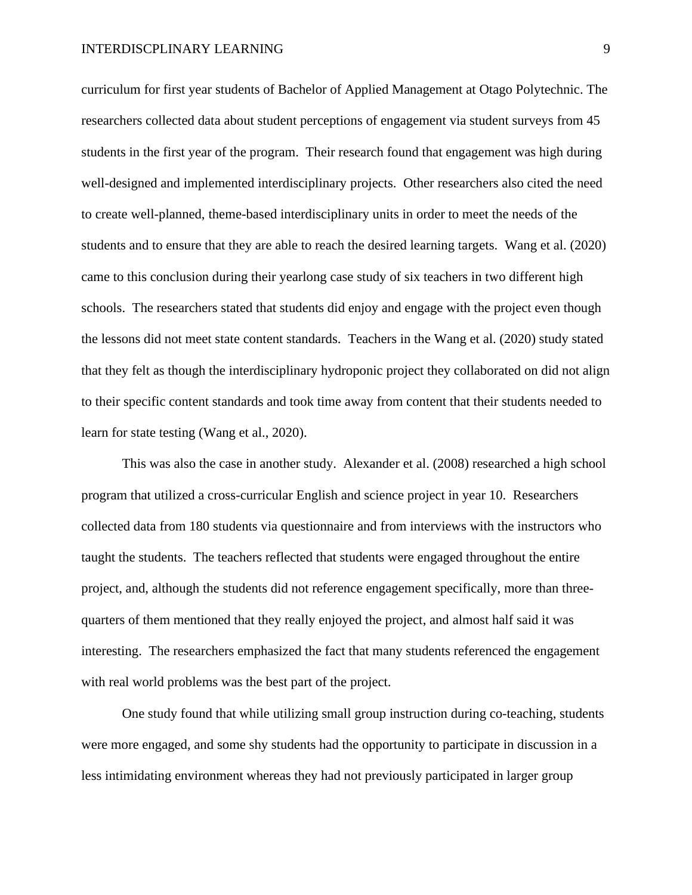curriculum for first year students of Bachelor of Applied Management at Otago Polytechnic. The researchers collected data about student perceptions of engagement via student surveys from 45 students in the first year of the program. Their research found that engagement was high during well-designed and implemented interdisciplinary projects. Other researchers also cited the need to create well-planned, theme-based interdisciplinary units in order to meet the needs of the students and to ensure that they are able to reach the desired learning targets. Wang et al. (2020) came to this conclusion during their yearlong case study of six teachers in two different high schools. The researchers stated that students did enjoy and engage with the project even though the lessons did not meet state content standards. Teachers in the Wang et al. (2020) study stated that they felt as though the interdisciplinary hydroponic project they collaborated on did not align to their specific content standards and took time away from content that their students needed to learn for state testing (Wang et al., 2020).

This was also the case in another study. Alexander et al. (2008) researched a high school program that utilized a cross-curricular English and science project in year 10. Researchers collected data from 180 students via questionnaire and from interviews with the instructors who taught the students. The teachers reflected that students were engaged throughout the entire project, and, although the students did not reference engagement specifically, more than three-quarters of them mentioned that they really enjoyed the project, and almost half said it was interesting. The researchers emphasized the fact that many students referenced the engagement with real world problems was the best part of the project.

One study found that while utilizing small group instruction during co-teaching, students were more engaged, and some shy students had the opportunity to participate in discussion in a less intimidating environment whereas they had not previously participated in larger group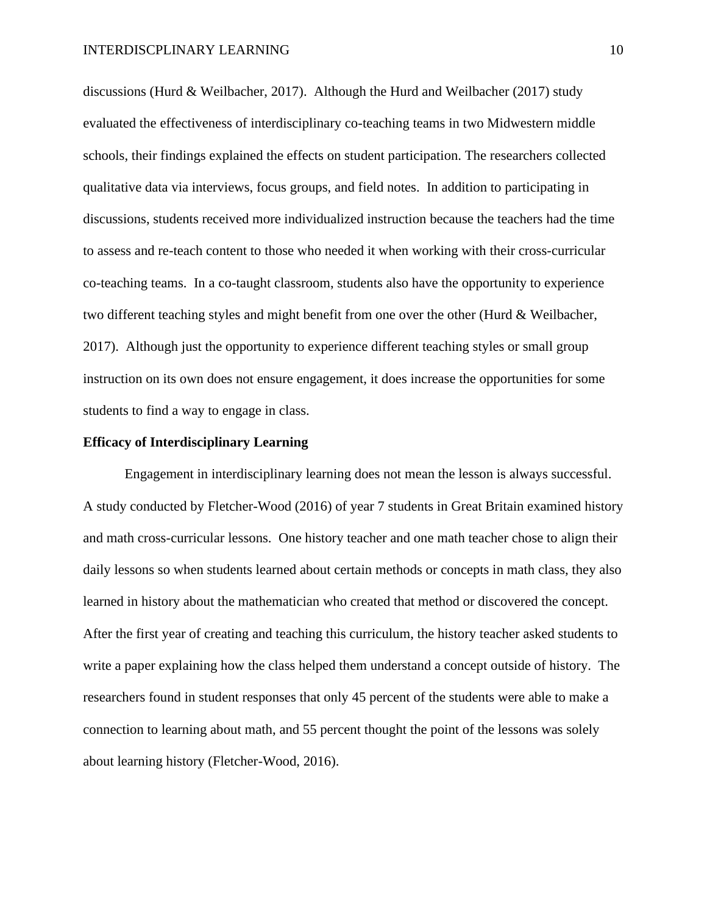discussions (Hurd & Weilbacher, 2017). Although the Hurd and Weilbacher (2017) study evaluated the effectiveness of interdisciplinary co-teaching teams in two Midwestern middle schools, their findings explained the effects on student participation. The researchers collected qualitative data via interviews, focus groups, and field notes. In addition to participating in discussions, students received more individualized instruction because the teachers had the time to assess and re-teach content to those who needed it when working with their cross-curricular co-teaching teams. In a co-taught classroom, students also have the opportunity to experience two different teaching styles and might benefit from one over the other (Hurd & Weilbacher, 2017). Although just the opportunity to experience different teaching styles or small group instruction on its own does not ensure engagement, it does increase the opportunities for some students to find a way to engage in class.

**Efficacy of Interdisciplinary Learning**

Engagement in interdisciplinary learning does not mean the lesson is always successful. A study conducted by Fletcher-Wood (2016) of year 7 students in Great Britain examined history and math cross-curricular lessons. One history teacher and one math teacher chose to align their daily lessons so when students learned about certain methods or concepts in math class, they also learned in history about the mathematician who created that method or discovered the concept. After the first year of creating and teaching this curriculum, the history teacher asked students to write a paper explaining how the class helped them understand a concept outside of history. The researchers found in student responses that only 45 percent of the students were able to make a connection to learning about math, and 55 percent thought the point of the lessons was solely about learning history (Fletcher-Wood, 2016).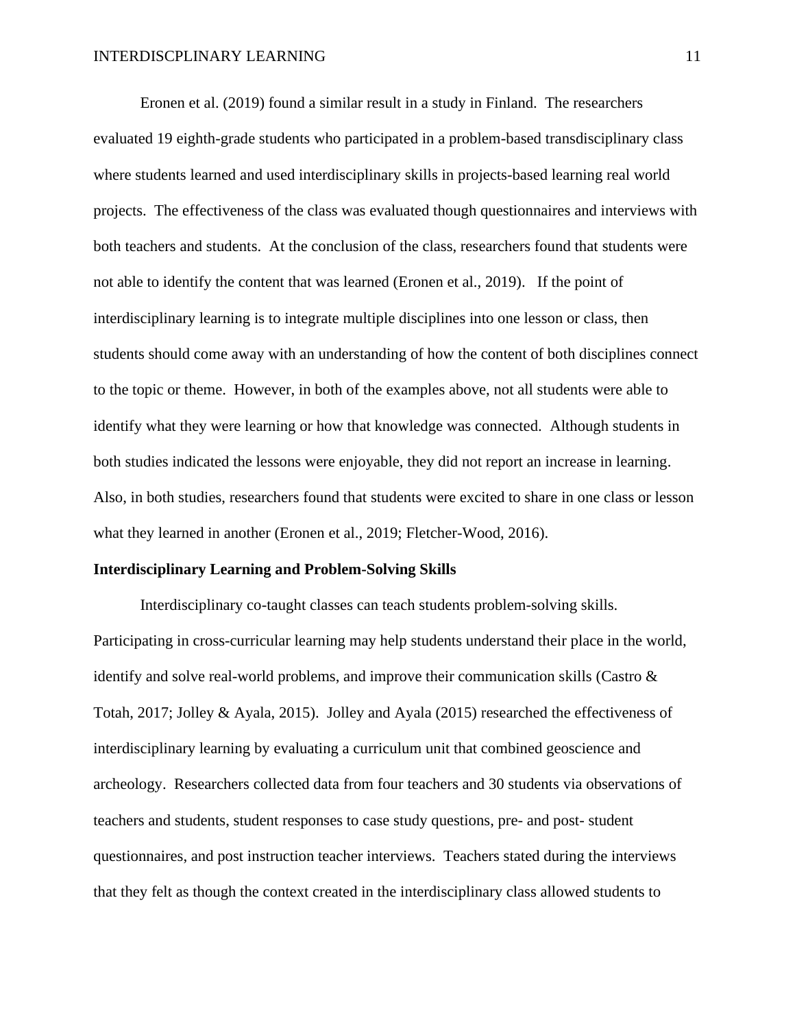Eronen et al. (2019) found a similar result in a study in Finland. The researchers evaluated 19 eighth-grade students who participated in a problem-based transdisciplinary class where students learned and used interdisciplinary skills in projects-based learning real world projects. The effectiveness of the class was evaluated though questionnaires and interviews with both teachers and students. At the conclusion of the class, researchers found that students were not able to identify the content that was learned (Eronen et al., 2019). If the point of interdisciplinary learning is to integrate multiple disciplines into one lesson or class, then students should come away with an understanding of how the content of both disciplines connect to the topic or theme. However, in both of the examples above, not all students were able to identify what they were learning or how that knowledge was connected. Although students in both studies indicated the lessons were enjoyable, they did not report an increase in learning. Also, in both studies, researchers found that students were excited to share in one class or lesson what they learned in another (Eronen et al., 2019; Fletcher-Wood, 2016).

**Interdisciplinary Learning and Problem-Solving Skills**

Interdisciplinary co-taught classes can teach students problem-solving skills. Participating in cross-curricular learning may help students understand their place in the world, identify and solve real-world problems, and improve their communication skills (Castro & Totah, 2017; Jolley & Ayala, 2015). Jolley and Ayala (2015) researched the effectiveness of interdisciplinary learning by evaluating a curriculum unit that combined geoscience and archeology. Researchers collected data from four teachers and 30 students via observations of teachers and students, student responses to case study questions, pre- and post- student questionnaires, and post instruction teacher interviews. Teachers stated during the interviews that they felt as though the context created in the interdisciplinary class allowed students to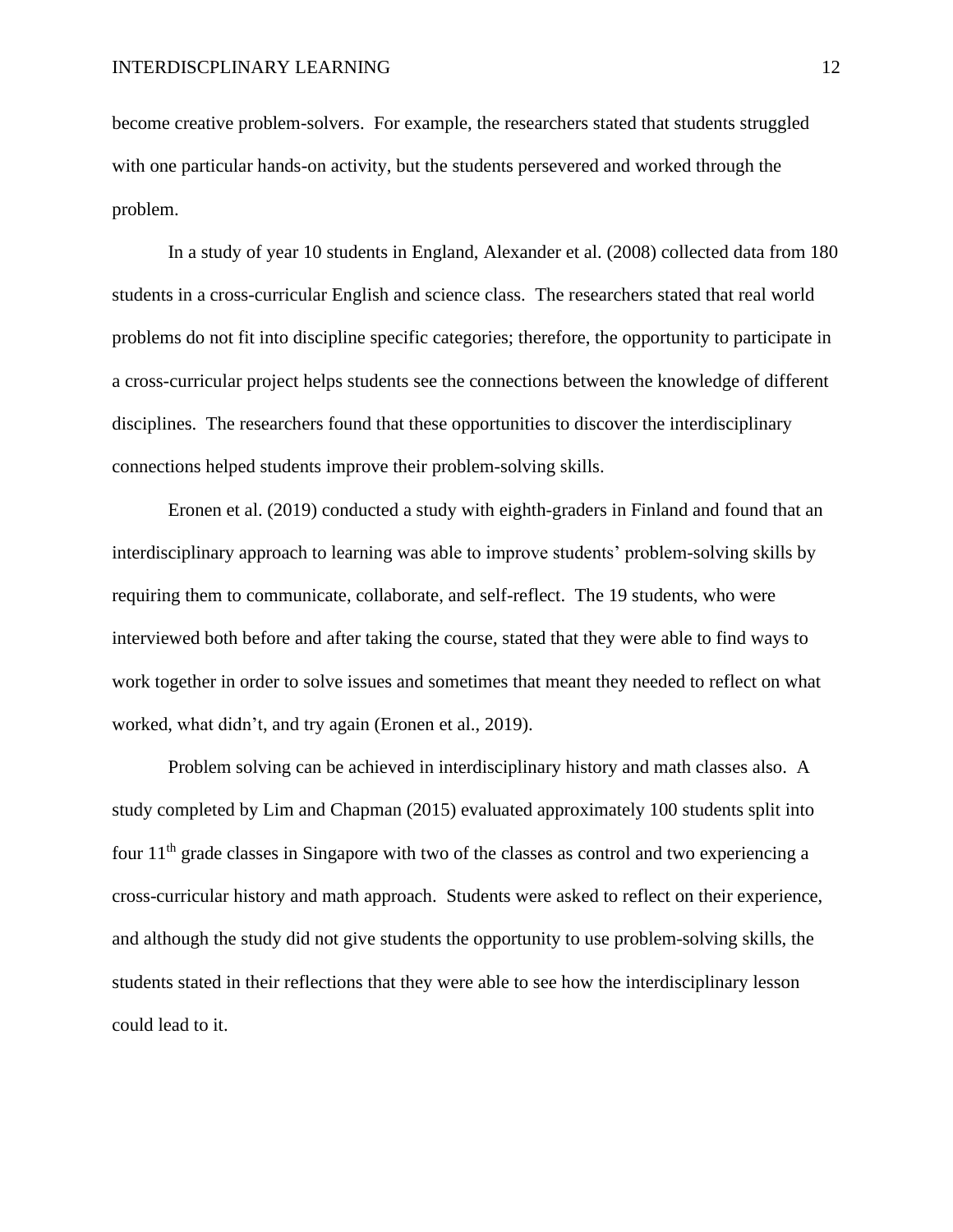become creative problem-solvers.  For example, the researchers stated that students struggled with one particular hands-on activity, but the students persevered and worked through the problem.

In a study of year 10 students in England, Alexander et al. (2008) collected data from 180 students in a cross-curricular English and science class.  The researchers stated that real world problems do not fit into discipline specific categories; therefore, the opportunity to participate in a cross-curricular project helps students see the connections between the knowledge of different disciplines.  The researchers found that these opportunities to discover the interdisciplinary connections helped students improve their problem-solving skills.

Eronen et al. (2019) conducted a study with eighth-graders in Finland and found that an interdisciplinary approach to learning was able to improve students' problem-solving skills by requiring them to communicate, collaborate, and self-reflect.  The 19 students, who were interviewed both before and after taking the course, stated that they were able to find ways to work together in order to solve issues and sometimes that meant they needed to reflect on what worked, what didn't, and try again (Eronen et al., 2019).

Problem solving can be achieved in interdisciplinary history and math classes also.  A study completed by Lim and Chapman (2015) evaluated approximately 100 students split into four 11th grade classes in Singapore with two of the classes as control and two experiencing a cross-curricular history and math approach.  Students were asked to reflect on their experience, and although the study did not give students the opportunity to use problem-solving skills, the students stated in their reflections that they were able to see how the interdisciplinary lesson could lead to it.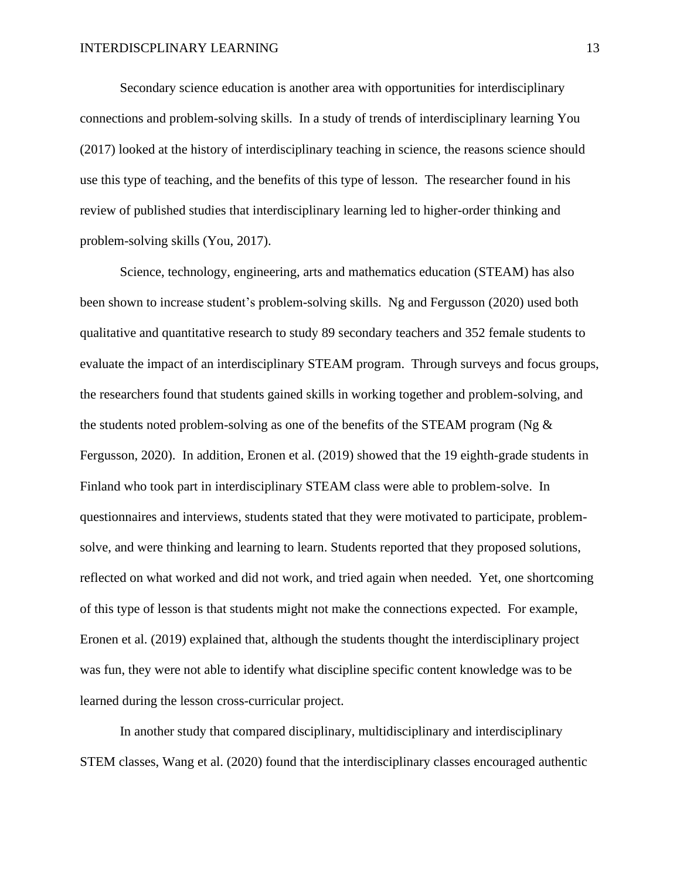Secondary science education is another area with opportunities for interdisciplinary connections and problem-solving skills. In a study of trends of interdisciplinary learning You (2017) looked at the history of interdisciplinary teaching in science, the reasons science should use this type of teaching, and the benefits of this type of lesson. The researcher found in his review of published studies that interdisciplinary learning led to higher-order thinking and problem-solving skills (You, 2017).

Science, technology, engineering, arts and mathematics education (STEAM) has also been shown to increase student's problem-solving skills. Ng and Fergusson (2020) used both qualitative and quantitative research to study 89 secondary teachers and 352 female students to evaluate the impact of an interdisciplinary STEAM program. Through surveys and focus groups, the researchers found that students gained skills in working together and problem-solving, and the students noted problem-solving as one of the benefits of the STEAM program (Ng & Fergusson, 2020). In addition, Eronen et al. (2019) showed that the 19 eighth-grade students in Finland who took part in interdisciplinary STEAM class were able to problem-solve. In questionnaires and interviews, students stated that they were motivated to participate, problem-solve, and were thinking and learning to learn. Students reported that they proposed solutions, reflected on what worked and did not work, and tried again when needed. Yet, one shortcoming of this type of lesson is that students might not make the connections expected. For example, Eronen et al. (2019) explained that, although the students thought the interdisciplinary project was fun, they were not able to identify what discipline specific content knowledge was to be learned during the lesson cross-curricular project.

In another study that compared disciplinary, multidisciplinary and interdisciplinary STEM classes, Wang et al. (2020) found that the interdisciplinary classes encouraged authentic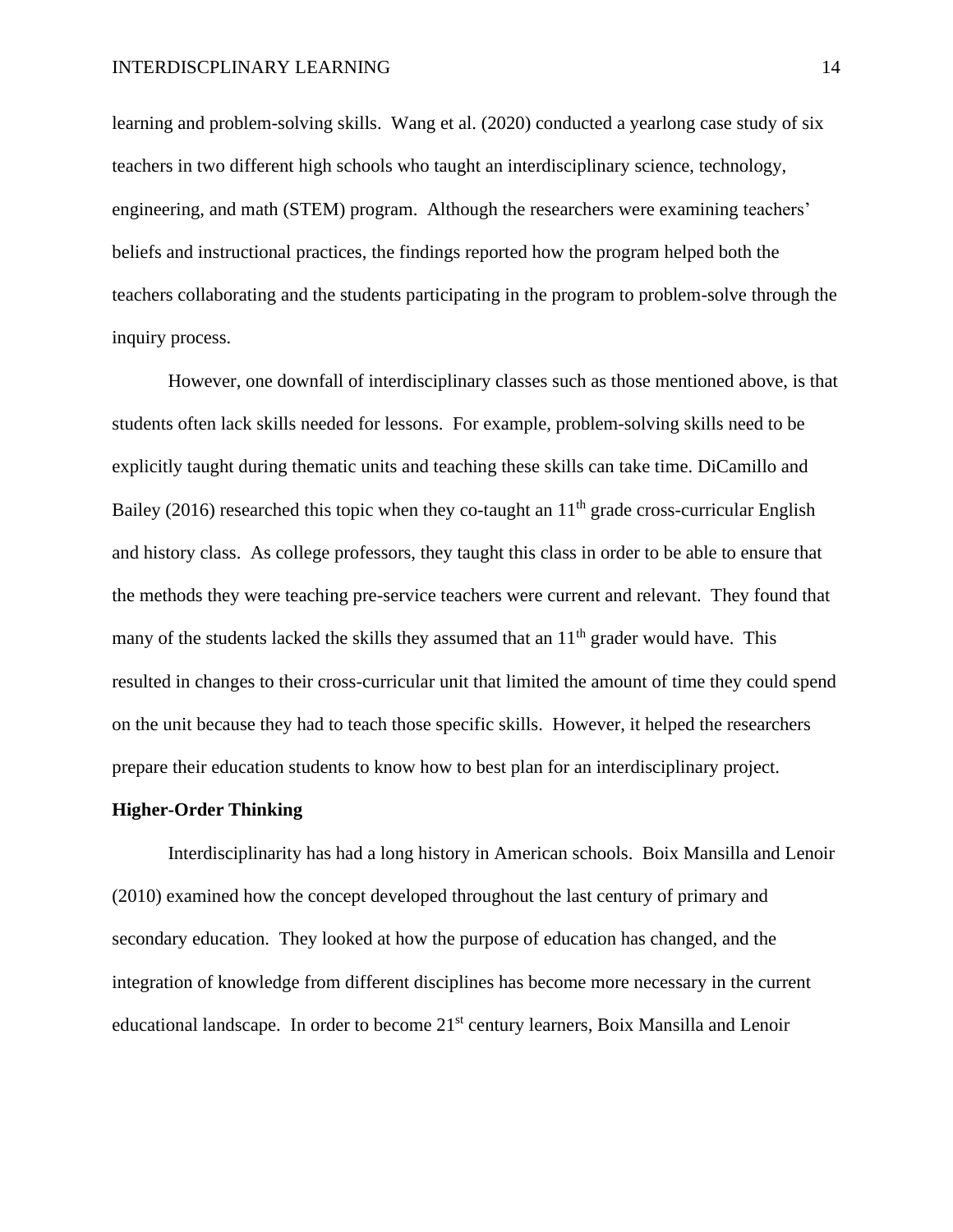learning and problem-solving skills. Wang et al. (2020) conducted a yearlong case study of six teachers in two different high schools who taught an interdisciplinary science, technology, engineering, and math (STEM) program. Although the researchers were examining teachers' beliefs and instructional practices, the findings reported how the program helped both the teachers collaborating and the students participating in the program to problem-solve through the inquiry process.

However, one downfall of interdisciplinary classes such as those mentioned above, is that students often lack skills needed for lessons. For example, problem-solving skills need to be explicitly taught during thematic units and teaching these skills can take time. DiCamillo and Bailey (2016) researched this topic when they co-taught an 11th grade cross-curricular English and history class. As college professors, they taught this class in order to be able to ensure that the methods they were teaching pre-service teachers were current and relevant. They found that many of the students lacked the skills they assumed that an 11th grader would have. This resulted in changes to their cross-curricular unit that limited the amount of time they could spend on the unit because they had to teach those specific skills. However, it helped the researchers prepare their education students to know how to best plan for an interdisciplinary project.

**Higher-Order Thinking**

Interdisciplinarity has had a long history in American schools. Boix Mansilla and Lenoir (2010) examined how the concept developed throughout the last century of primary and secondary education. They looked at how the purpose of education has changed, and the integration of knowledge from different disciplines has become more necessary in the current educational landscape. In order to become 21st century learners, Boix Mansilla and Lenoir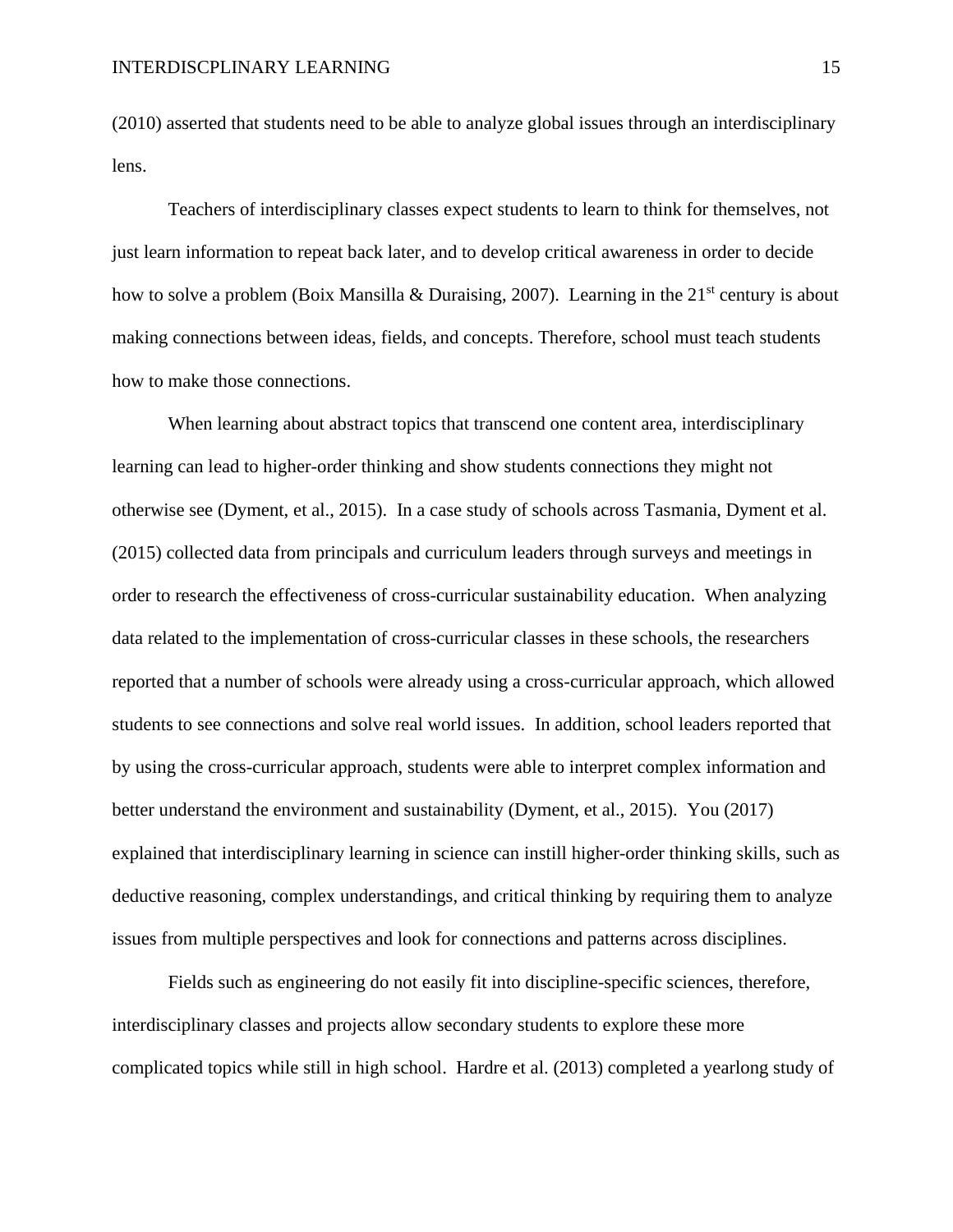(2010) asserted that students need to be able to analyze global issues through an interdisciplinary lens.

Teachers of interdisciplinary classes expect students to learn to think for themselves, not just learn information to repeat back later, and to develop critical awareness in order to decide how to solve a problem (Boix Mansilla & Duraising, 2007). Learning in the 21st century is about making connections between ideas, fields, and concepts. Therefore, school must teach students how to make those connections.

When learning about abstract topics that transcend one content area, interdisciplinary learning can lead to higher-order thinking and show students connections they might not otherwise see (Dyment, et al., 2015). In a case study of schools across Tasmania, Dyment et al. (2015) collected data from principals and curriculum leaders through surveys and meetings in order to research the effectiveness of cross-curricular sustainability education. When analyzing data related to the implementation of cross-curricular classes in these schools, the researchers reported that a number of schools were already using a cross-curricular approach, which allowed students to see connections and solve real world issues. In addition, school leaders reported that by using the cross-curricular approach, students were able to interpret complex information and better understand the environment and sustainability (Dyment, et al., 2015). You (2017) explained that interdisciplinary learning in science can instill higher-order thinking skills, such as deductive reasoning, complex understandings, and critical thinking by requiring them to analyze issues from multiple perspectives and look for connections and patterns across disciplines.

Fields such as engineering do not easily fit into discipline-specific sciences, therefore, interdisciplinary classes and projects allow secondary students to explore these more complicated topics while still in high school. Hardre et al. (2013) completed a yearlong study of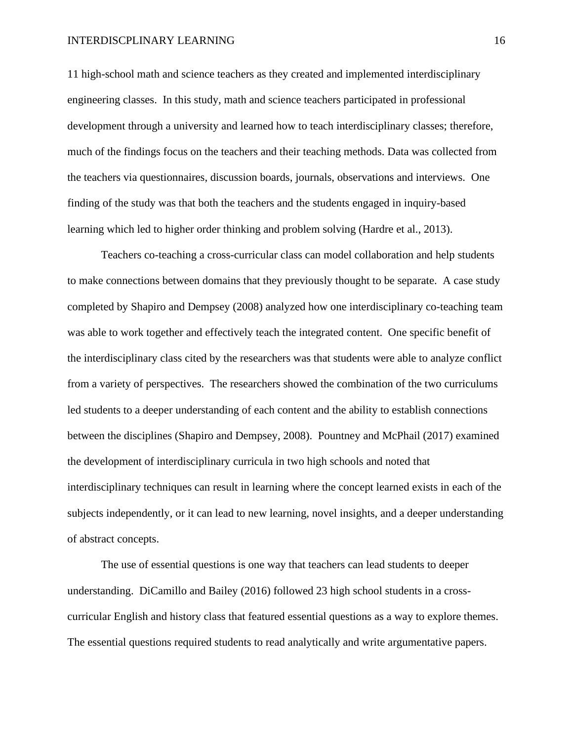11 high-school math and science teachers as they created and implemented interdisciplinary engineering classes. In this study, math and science teachers participated in professional development through a university and learned how to teach interdisciplinary classes; therefore, much of the findings focus on the teachers and their teaching methods. Data was collected from the teachers via questionnaires, discussion boards, journals, observations and interviews. One finding of the study was that both the teachers and the students engaged in inquiry-based learning which led to higher order thinking and problem solving (Hardre et al., 2013).

Teachers co-teaching a cross-curricular class can model collaboration and help students to make connections between domains that they previously thought to be separate. A case study completed by Shapiro and Dempsey (2008) analyzed how one interdisciplinary co-teaching team was able to work together and effectively teach the integrated content. One specific benefit of the interdisciplinary class cited by the researchers was that students were able to analyze conflict from a variety of perspectives. The researchers showed the combination of the two curriculums led students to a deeper understanding of each content and the ability to establish connections between the disciplines (Shapiro and Dempsey, 2008). Pountney and McPhail (2017) examined the development of interdisciplinary curricula in two high schools and noted that interdisciplinary techniques can result in learning where the concept learned exists in each of the subjects independently, or it can lead to new learning, novel insights, and a deeper understanding of abstract concepts.

The use of essential questions is one way that teachers can lead students to deeper understanding. DiCamillo and Bailey (2016) followed 23 high school students in a cross-curricular English and history class that featured essential questions as a way to explore themes. The essential questions required students to read analytically and write argumentative papers.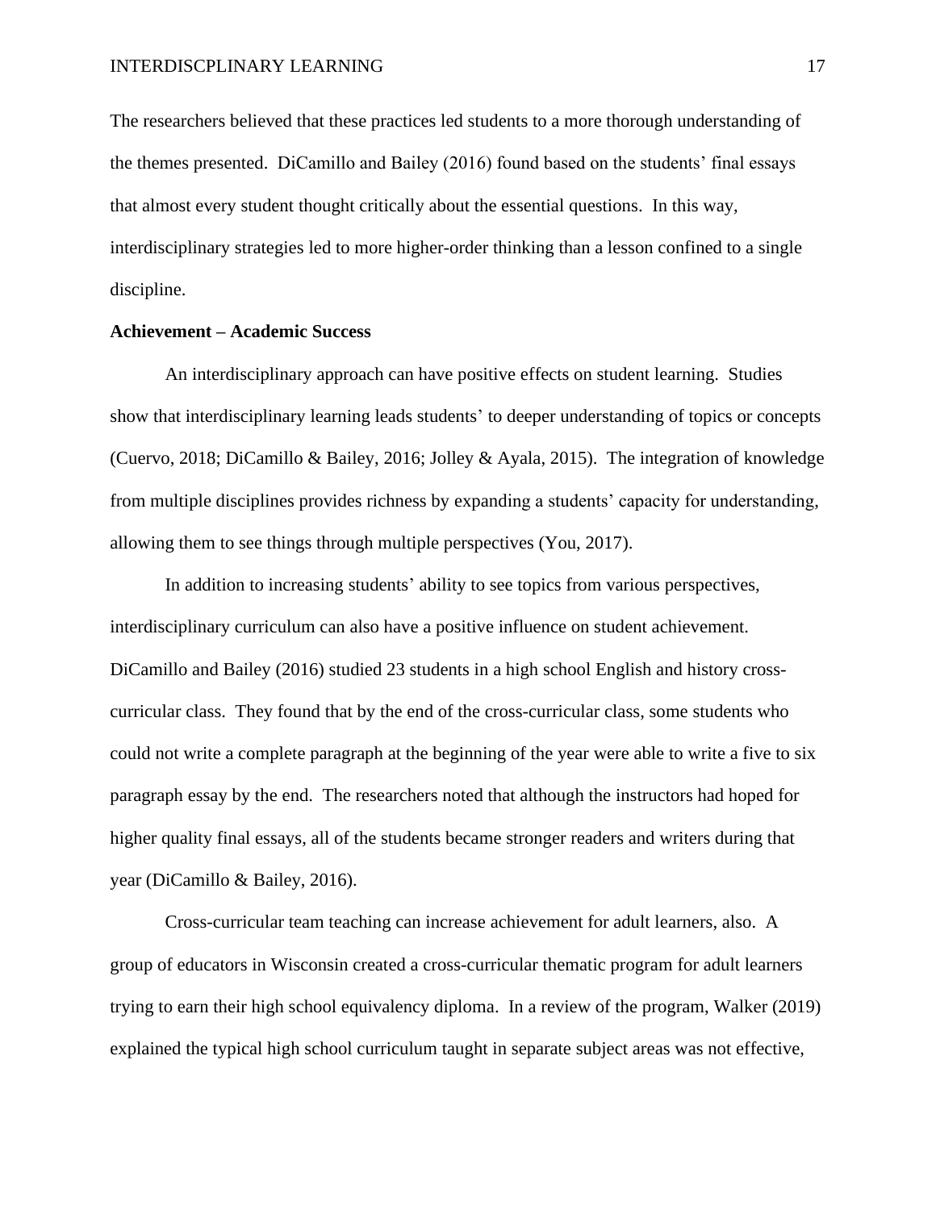The researchers believed that these practices led students to a more thorough understanding of the themes presented. DiCamillo and Bailey (2016) found based on the students' final essays that almost every student thought critically about the essential questions. In this way, interdisciplinary strategies led to more higher-order thinking than a lesson confined to a single discipline.

**Achievement – Academic Success**

An interdisciplinary approach can have positive effects on student learning. Studies show that interdisciplinary learning leads students' to deeper understanding of topics or concepts (Cuervo, 2018; DiCamillo & Bailey, 2016; Jolley & Ayala, 2015). The integration of knowledge from multiple disciplines provides richness by expanding a students' capacity for understanding, allowing them to see things through multiple perspectives (You, 2017).

In addition to increasing students' ability to see topics from various perspectives, interdisciplinary curriculum can also have a positive influence on student achievement. DiCamillo and Bailey (2016) studied 23 students in a high school English and history cross-curricular class. They found that by the end of the cross-curricular class, some students who could not write a complete paragraph at the beginning of the year were able to write a five to six paragraph essay by the end. The researchers noted that although the instructors had hoped for higher quality final essays, all of the students became stronger readers and writers during that year (DiCamillo & Bailey, 2016).

Cross-curricular team teaching can increase achievement for adult learners, also. A group of educators in Wisconsin created a cross-curricular thematic program for adult learners trying to earn their high school equivalency diploma. In a review of the program, Walker (2019) explained the typical high school curriculum taught in separate subject areas was not effective,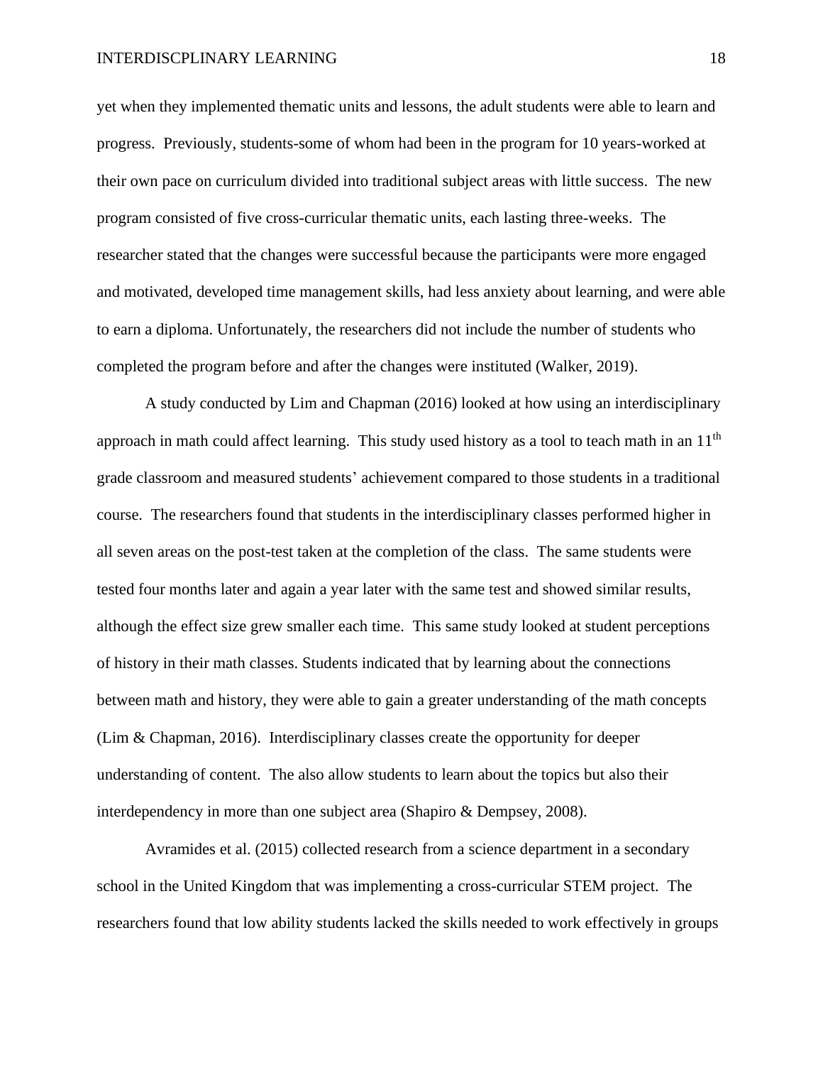yet when they implemented thematic units and lessons, the adult students were able to learn and progress. Previously, students-some of whom had been in the program for 10 years-worked at their own pace on curriculum divided into traditional subject areas with little success. The new program consisted of five cross-curricular thematic units, each lasting three-weeks. The researcher stated that the changes were successful because the participants were more engaged and motivated, developed time management skills, had less anxiety about learning, and were able to earn a diploma. Unfortunately, the researchers did not include the number of students who completed the program before and after the changes were instituted (Walker, 2019).

A study conducted by Lim and Chapman (2016) looked at how using an interdisciplinary approach in math could affect learning. This study used history as a tool to teach math in an 11th grade classroom and measured students' achievement compared to those students in a traditional course. The researchers found that students in the interdisciplinary classes performed higher in all seven areas on the post-test taken at the completion of the class. The same students were tested four months later and again a year later with the same test and showed similar results, although the effect size grew smaller each time. This same study looked at student perceptions of history in their math classes. Students indicated that by learning about the connections between math and history, they were able to gain a greater understanding of the math concepts (Lim & Chapman, 2016). Interdisciplinary classes create the opportunity for deeper understanding of content. The also allow students to learn about the topics but also their interdependency in more than one subject area (Shapiro & Dempsey, 2008).

Avramides et al. (2015) collected research from a science department in a secondary school in the United Kingdom that was implementing a cross-curricular STEM project. The researchers found that low ability students lacked the skills needed to work effectively in groups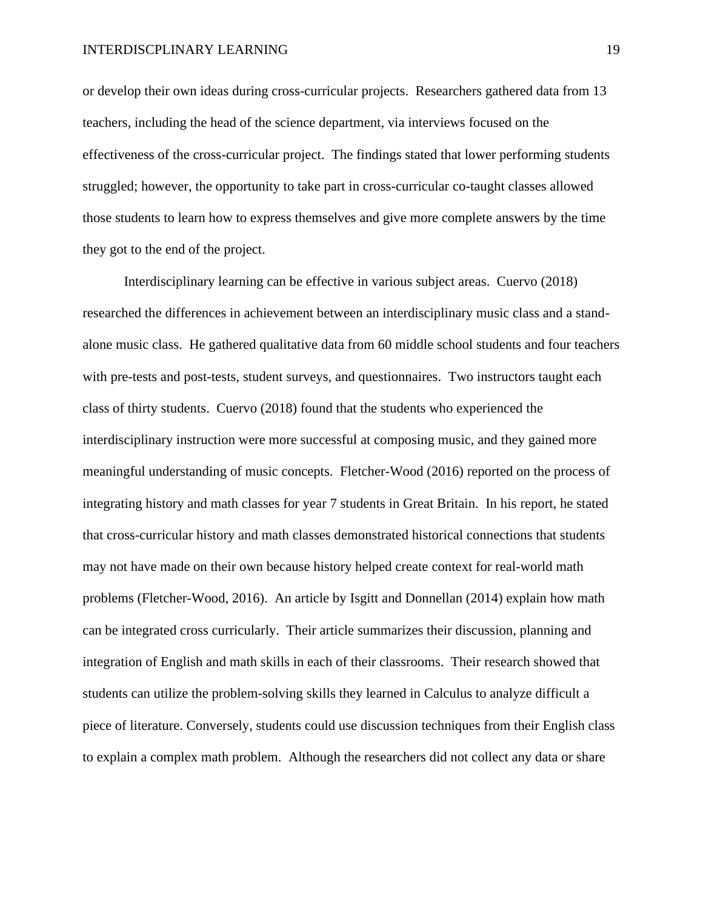or develop their own ideas during cross-curricular projects. Researchers gathered data from 13 teachers, including the head of the science department, via interviews focused on the effectiveness of the cross-curricular project. The findings stated that lower performing students struggled; however, the opportunity to take part in cross-curricular co-taught classes allowed those students to learn how to express themselves and give more complete answers by the time they got to the end of the project.

Interdisciplinary learning can be effective in various subject areas. Cuervo (2018) researched the differences in achievement between an interdisciplinary music class and a stand-alone music class. He gathered qualitative data from 60 middle school students and four teachers with pre-tests and post-tests, student surveys, and questionnaires. Two instructors taught each class of thirty students. Cuervo (2018) found that the students who experienced the interdisciplinary instruction were more successful at composing music, and they gained more meaningful understanding of music concepts. Fletcher-Wood (2016) reported on the process of integrating history and math classes for year 7 students in Great Britain. In his report, he stated that cross-curricular history and math classes demonstrated historical connections that students may not have made on their own because history helped create context for real-world math problems (Fletcher-Wood, 2016). An article by Isgitt and Donnellan (2014) explain how math can be integrated cross curricularly. Their article summarizes their discussion, planning and integration of English and math skills in each of their classrooms. Their research showed that students can utilize the problem-solving skills they learned in Calculus to analyze difficult a piece of literature. Conversely, students could use discussion techniques from their English class to explain a complex math problem. Although the researchers did not collect any data or share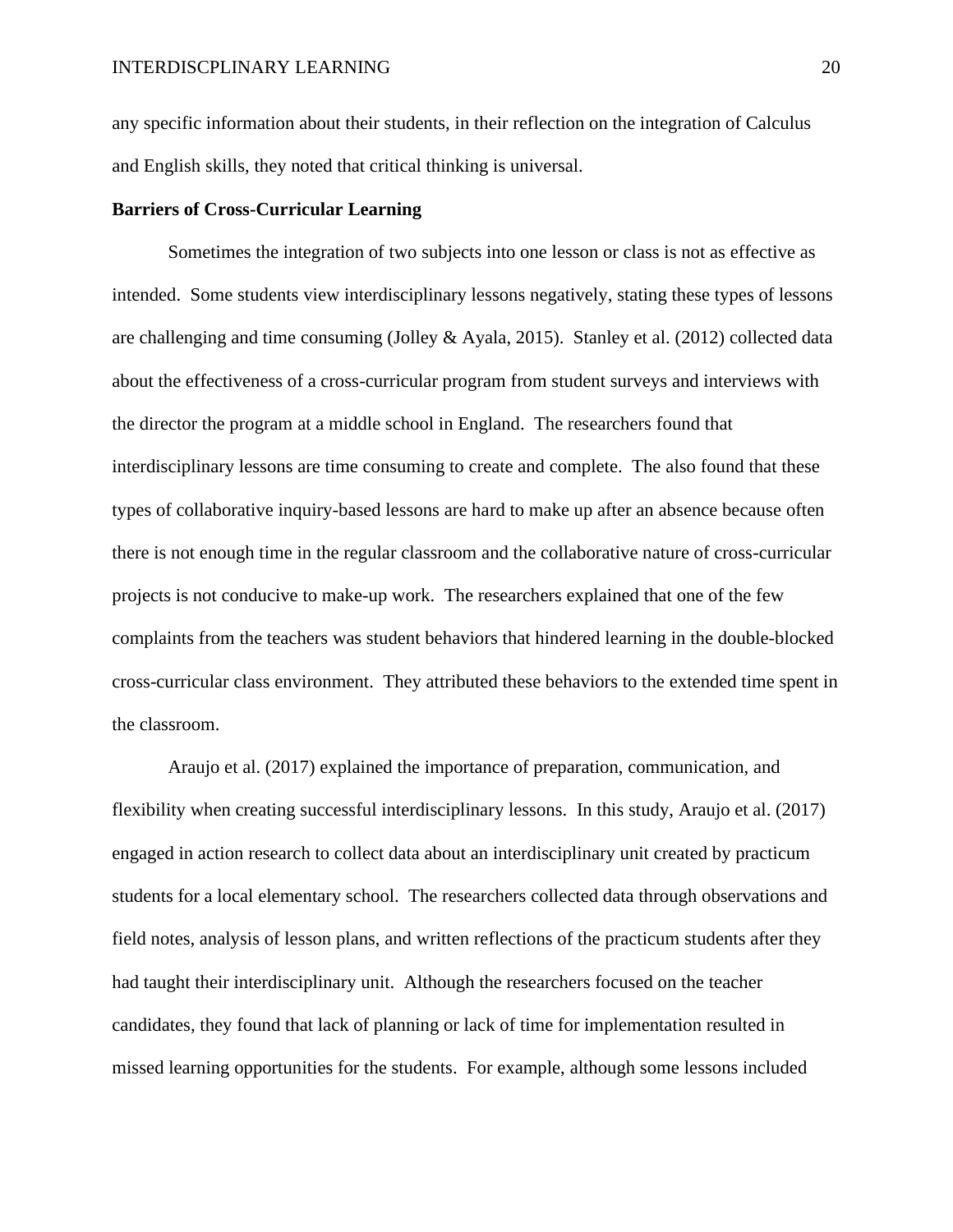any specific information about their students, in their reflection on the integration of Calculus and English skills, they noted that critical thinking is universal.

**Barriers of Cross-Curricular Learning**

Sometimes the integration of two subjects into one lesson or class is not as effective as intended. Some students view interdisciplinary lessons negatively, stating these types of lessons are challenging and time consuming (Jolley & Ayala, 2015). Stanley et al. (2012) collected data about the effectiveness of a cross-curricular program from student surveys and interviews with the director the program at a middle school in England. The researchers found that interdisciplinary lessons are time consuming to create and complete. The also found that these types of collaborative inquiry-based lessons are hard to make up after an absence because often there is not enough time in the regular classroom and the collaborative nature of cross-curricular projects is not conducive to make-up work. The researchers explained that one of the few complaints from the teachers was student behaviors that hindered learning in the double-blocked cross-curricular class environment. They attributed these behaviors to the extended time spent in the classroom.

Araujo et al. (2017) explained the importance of preparation, communication, and flexibility when creating successful interdisciplinary lessons. In this study, Araujo et al. (2017) engaged in action research to collect data about an interdisciplinary unit created by practicum students for a local elementary school. The researchers collected data through observations and field notes, analysis of lesson plans, and written reflections of the practicum students after they had taught their interdisciplinary unit. Although the researchers focused on the teacher candidates, they found that lack of planning or lack of time for implementation resulted in missed learning opportunities for the students. For example, although some lessons included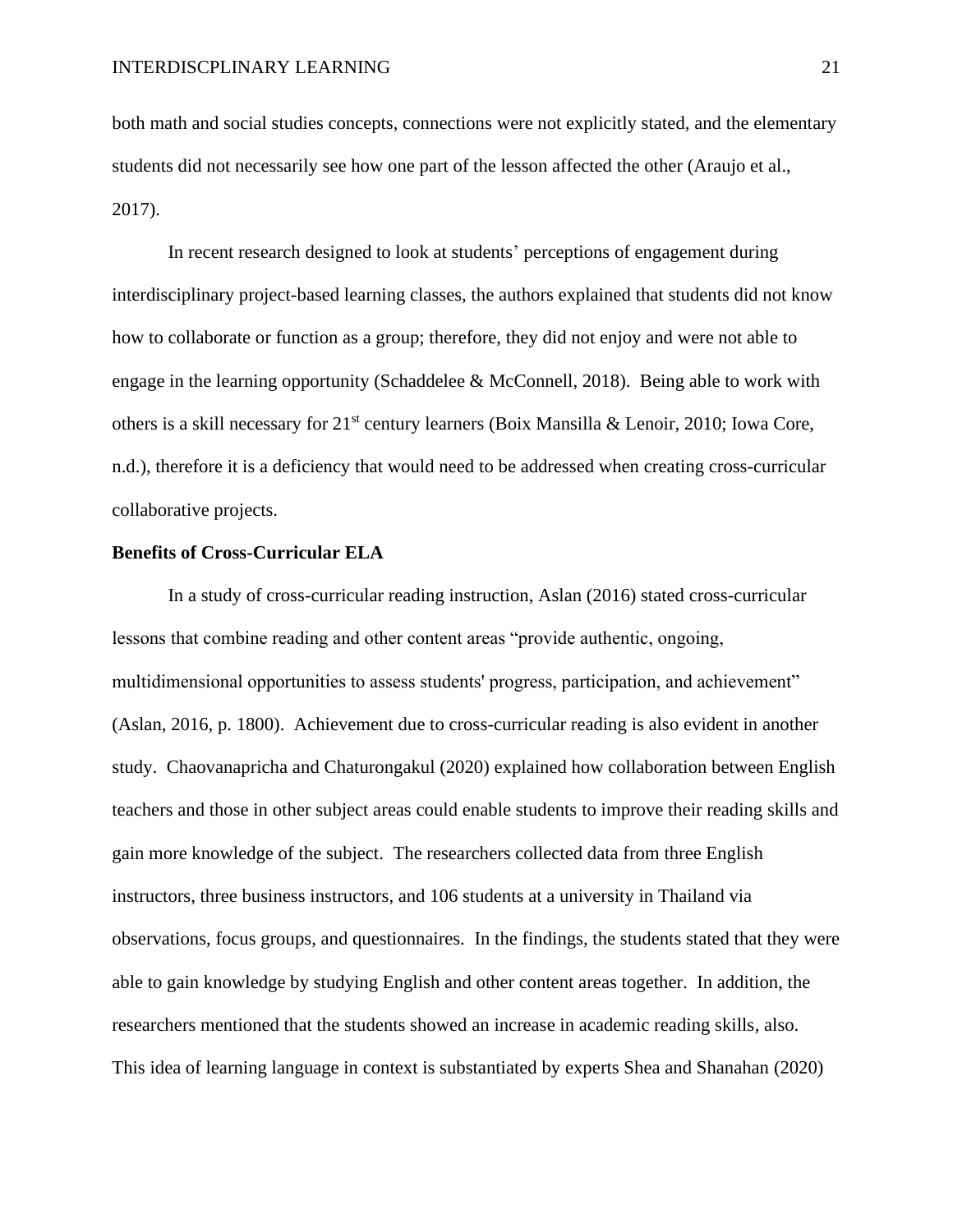both math and social studies concepts, connections were not explicitly stated, and the elementary students did not necessarily see how one part of the lesson affected the other (Araujo et al., 2017).

In recent research designed to look at students' perceptions of engagement during interdisciplinary project-based learning classes, the authors explained that students did not know how to collaborate or function as a group; therefore, they did not enjoy and were not able to engage in the learning opportunity (Schaddelee & McConnell, 2018). Being able to work with others is a skill necessary for 21st century learners (Boix Mansilla & Lenoir, 2010; Iowa Core, n.d.), therefore it is a deficiency that would need to be addressed when creating cross-curricular collaborative projects.

**Benefits of Cross-Curricular ELA**

In a study of cross-curricular reading instruction, Aslan (2016) stated cross-curricular lessons that combine reading and other content areas "provide authentic, ongoing, multidimensional opportunities to assess students' progress, participation, and achievement" (Aslan, 2016, p. 1800). Achievement due to cross-curricular reading is also evident in another study. Chaovanapricha and Chaturongakul (2020) explained how collaboration between English teachers and those in other subject areas could enable students to improve their reading skills and gain more knowledge of the subject. The researchers collected data from three English instructors, three business instructors, and 106 students at a university in Thailand via observations, focus groups, and questionnaires. In the findings, the students stated that they were able to gain knowledge by studying English and other content areas together. In addition, the researchers mentioned that the students showed an increase in academic reading skills, also. This idea of learning language in context is substantiated by experts Shea and Shanahan (2020)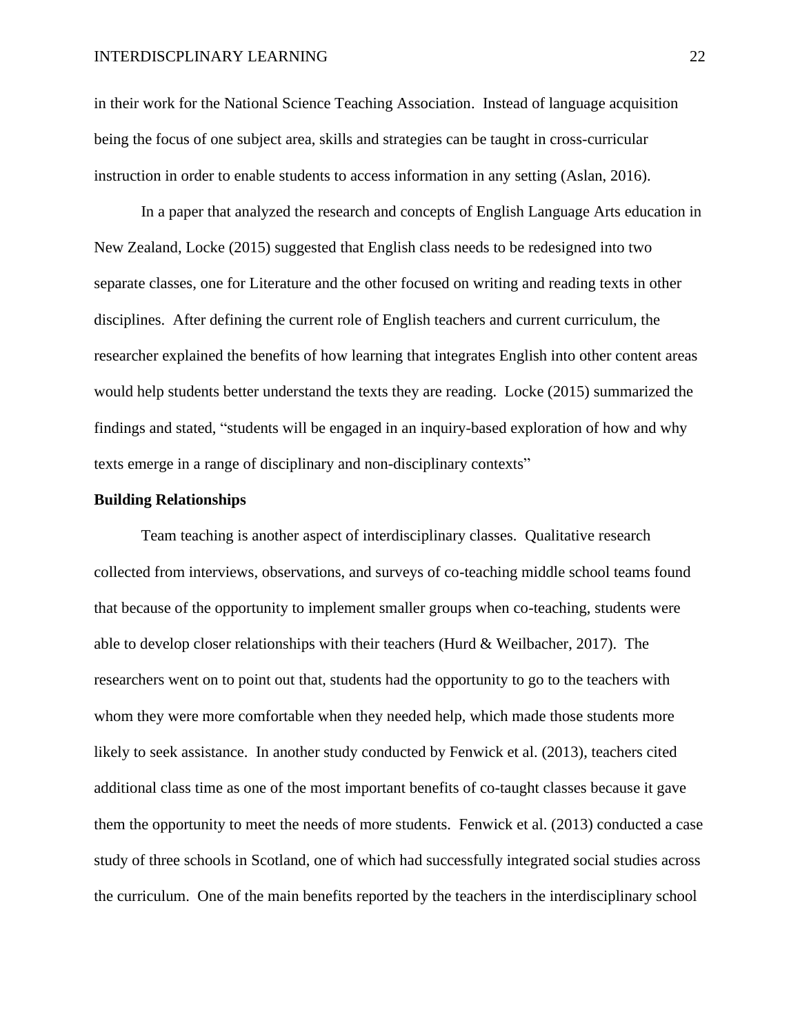in their work for the National Science Teaching Association. Instead of language acquisition being the focus of one subject area, skills and strategies can be taught in cross-curricular instruction in order to enable students to access information in any setting (Aslan, 2016).

In a paper that analyzed the research and concepts of English Language Arts education in New Zealand, Locke (2015) suggested that English class needs to be redesigned into two separate classes, one for Literature and the other focused on writing and reading texts in other disciplines. After defining the current role of English teachers and current curriculum, the researcher explained the benefits of how learning that integrates English into other content areas would help students better understand the texts they are reading. Locke (2015) summarized the findings and stated, "students will be engaged in an inquiry-based exploration of how and why texts emerge in a range of disciplinary and non-disciplinary contexts"

**Building Relationships**

Team teaching is another aspect of interdisciplinary classes. Qualitative research collected from interviews, observations, and surveys of co-teaching middle school teams found that because of the opportunity to implement smaller groups when co-teaching, students were able to develop closer relationships with their teachers (Hurd & Weilbacher, 2017). The researchers went on to point out that, students had the opportunity to go to the teachers with whom they were more comfortable when they needed help, which made those students more likely to seek assistance. In another study conducted by Fenwick et al. (2013), teachers cited additional class time as one of the most important benefits of co-taught classes because it gave them the opportunity to meet the needs of more students. Fenwick et al. (2013) conducted a case study of three schools in Scotland, one of which had successfully integrated social studies across the curriculum. One of the main benefits reported by the teachers in the interdisciplinary school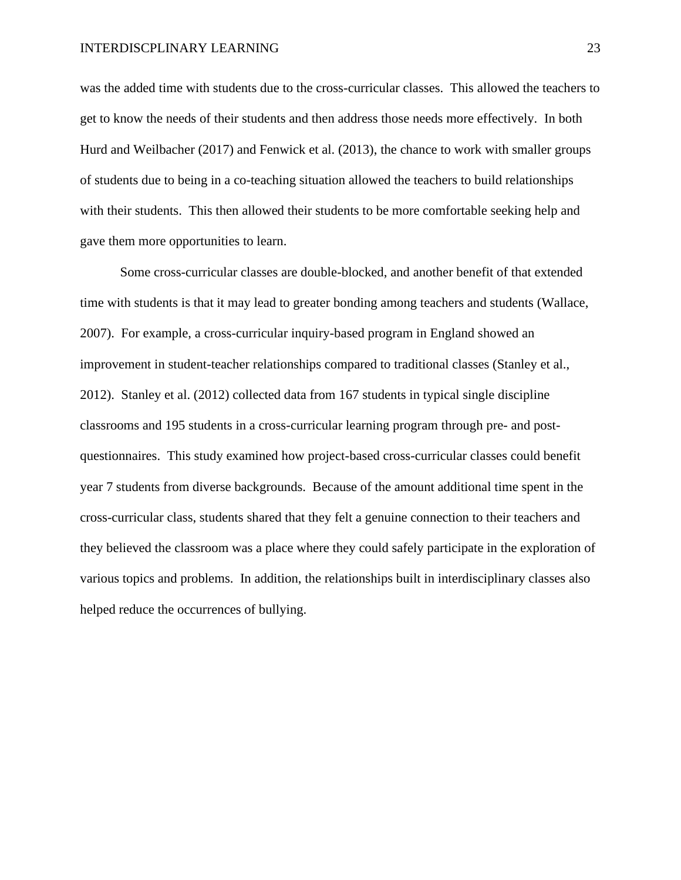was the added time with students due to the cross-curricular classes. This allowed the teachers to get to know the needs of their students and then address those needs more effectively. In both Hurd and Weilbacher (2017) and Fenwick et al. (2013), the chance to work with smaller groups of students due to being in a co-teaching situation allowed the teachers to build relationships with their students. This then allowed their students to be more comfortable seeking help and gave them more opportunities to learn.

Some cross-curricular classes are double-blocked, and another benefit of that extended time with students is that it may lead to greater bonding among teachers and students (Wallace, 2007). For example, a cross-curricular inquiry-based program in England showed an improvement in student-teacher relationships compared to traditional classes (Stanley et al., 2012). Stanley et al. (2012) collected data from 167 students in typical single discipline classrooms and 195 students in a cross-curricular learning program through pre- and post-questionnaires. This study examined how project-based cross-curricular classes could benefit year 7 students from diverse backgrounds. Because of the amount additional time spent in the cross-curricular class, students shared that they felt a genuine connection to their teachers and they believed the classroom was a place where they could safely participate in the exploration of various topics and problems. In addition, the relationships built in interdisciplinary classes also helped reduce the occurrences of bullying.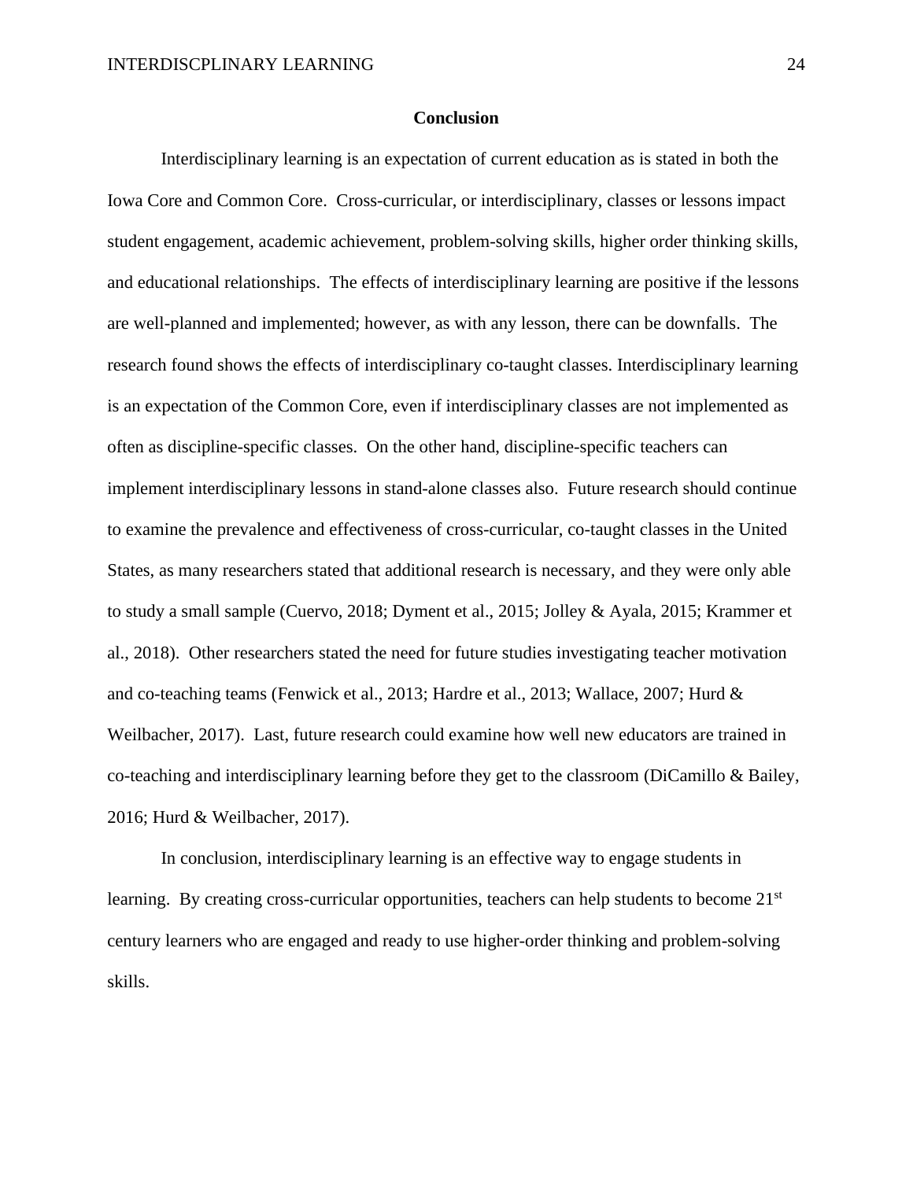## Conclusion

Interdisciplinary learning is an expectation of current education as is stated in both the Iowa Core and Common Core. Cross-curricular, or interdisciplinary, classes or lessons impact student engagement, academic achievement, problem-solving skills, higher order thinking skills, and educational relationships. The effects of interdisciplinary learning are positive if the lessons are well-planned and implemented; however, as with any lesson, there can be downfalls. The research found shows the effects of interdisciplinary co-taught classes. Interdisciplinary learning is an expectation of the Common Core, even if interdisciplinary classes are not implemented as often as discipline-specific classes. On the other hand, discipline-specific teachers can implement interdisciplinary lessons in stand-alone classes also. Future research should continue to examine the prevalence and effectiveness of cross-curricular, co-taught classes in the United States, as many researchers stated that additional research is necessary, and they were only able to study a small sample (Cuervo, 2018; Dyment et al., 2015; Jolley & Ayala, 2015; Krammer et al., 2018). Other researchers stated the need for future studies investigating teacher motivation and co-teaching teams (Fenwick et al., 2013; Hardre et al., 2013; Wallace, 2007; Hurd & Weilbacher, 2017). Last, future research could examine how well new educators are trained in co-teaching and interdisciplinary learning before they get to the classroom (DiCamillo & Bailey, 2016; Hurd & Weilbacher, 2017).

In conclusion, interdisciplinary learning is an effective way to engage students in learning. By creating cross-curricular opportunities, teachers can help students to become 21st century learners who are engaged and ready to use higher-order thinking and problem-solving skills.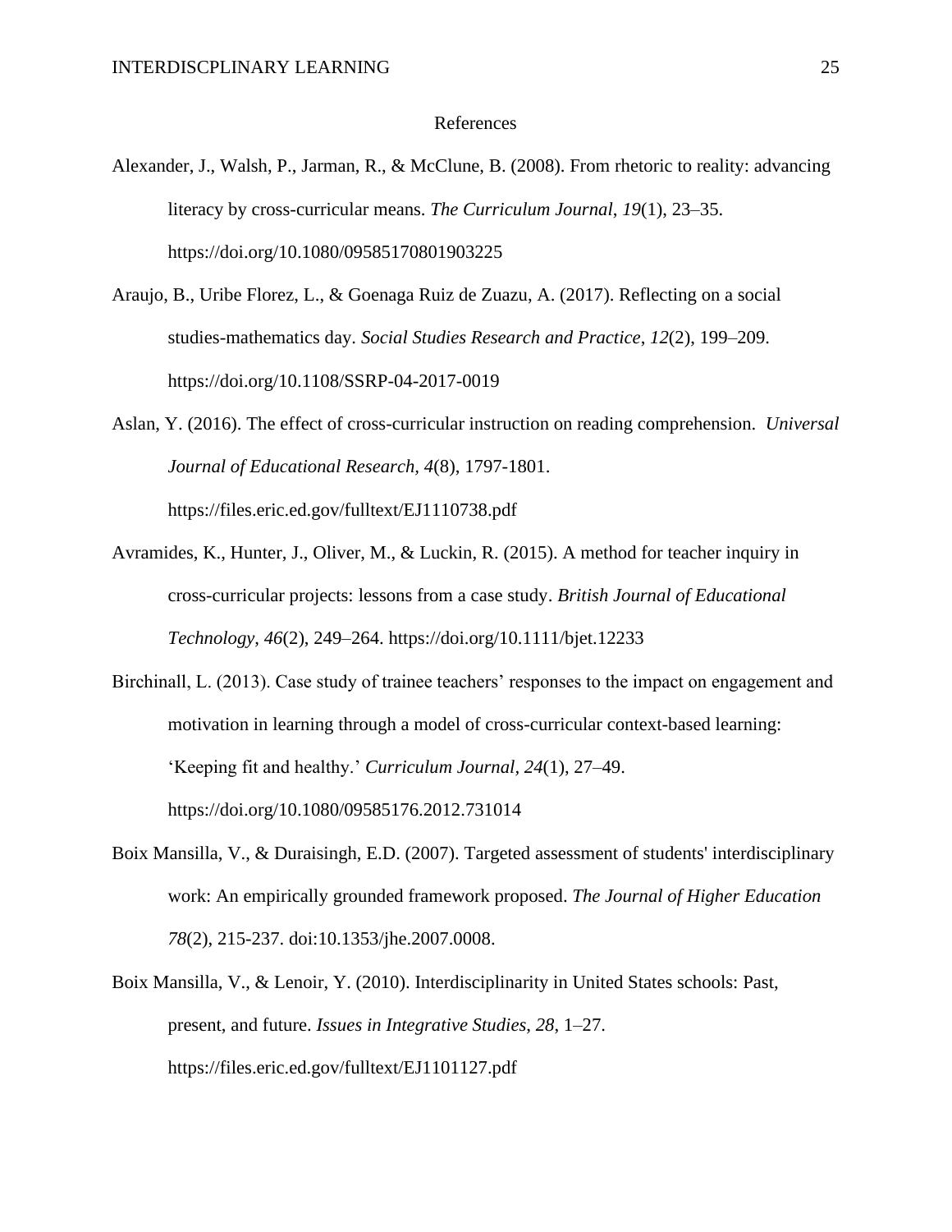# References

Alexander, J., Walsh, P., Jarman, R., & McClune, B. (2008). From rhetoric to reality: advancing literacy by cross-curricular means. *The Curriculum Journal*, *19*(1), 23–35. https://doi.org/10.1080/09585170801903225

Araujo, B., Uribe Florez, L., & Goenaga Ruiz de Zuazu, A. (2017). Reflecting on a social studies-mathematics day. *Social Studies Research and Practice*, *12*(2), 199–209. https://doi.org/10.1108/SSRP-04-2017-0019

Aslan, Y. (2016). The effect of cross-curricular instruction on reading comprehension. *Universal Journal of Educational Research, 4*(8), 1797-1801. https://files.eric.ed.gov/fulltext/EJ1110738.pdf

Avramides, K., Hunter, J., Oliver, M., & Luckin, R. (2015). A method for teacher inquiry in cross-curricular projects: lessons from a case study. *British Journal of Educational Technology*, *46*(2), 249–264. https://doi.org/10.1111/bjet.12233

Birchinall, L. (2013). Case study of trainee teachers' responses to the impact on engagement and motivation in learning through a model of cross-curricular context-based learning: 'Keeping fit and healthy.' *Curriculum Journal*, *24*(1), 27–49. https://doi.org/10.1080/09585176.2012.731014

Boix Mansilla, V., & Duraisingh, E.D. (2007). Targeted assessment of students' interdisciplinary work: An empirically grounded framework proposed. *The Journal of Higher Education 78*(2), 215-237. doi:10.1353/jhe.2007.0008.

Boix Mansilla, V., & Lenoir, Y. (2010). Interdisciplinarity in United States schools: Past, present, and future. *Issues in Integrative Studies*, *28*, 1–27. https://files.eric.ed.gov/fulltext/EJ1101127.pdf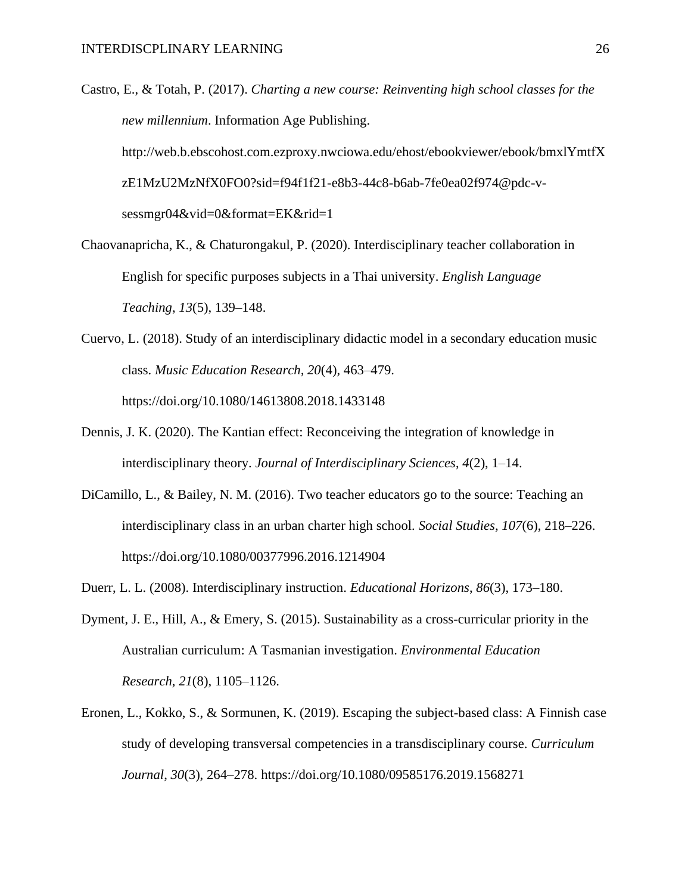Castro, E., & Totah, P. (2017). *Charting a new course: Reinventing high school classes for the new millennium*. Information Age Publishing. http://web.b.ebscohost.com.ezproxy.nwciowa.edu/ehost/ebookviewer/ebook/bmxlYmtfXzE1MzU2MzNfX0FO0?sid=f94f1f21-e8b3-44c8-b6ab-7fe0ea02f974@pdc-v-sessmgr04&vid=0&format=EK&rid=1

Chaovanapricha, K., & Chaturongakul, P. (2020). Interdisciplinary teacher collaboration in English for specific purposes subjects in a Thai university. *English Language Teaching*, *13*(5), 139–148.

Cuervo, L. (2018). Study of an interdisciplinary didactic model in a secondary education music class. *Music Education Research*, *20*(4), 463–479. https://doi.org/10.1080/14613808.2018.1433148

Dennis, J. K. (2020). The Kantian effect: Reconceiving the integration of knowledge in interdisciplinary theory. *Journal of Interdisciplinary Sciences*, *4*(2), 1–14.

DiCamillo, L., & Bailey, N. M. (2016). Two teacher educators go to the source: Teaching an interdisciplinary class in an urban charter high school. *Social Studies, 107*(6), 218–226. https://doi.org/10.1080/00377996.2016.1214904

Duerr, L. L. (2008). Interdisciplinary instruction. *Educational Horizons*, *86*(3), 173–180.

Dyment, J. E., Hill, A., & Emery, S. (2015). Sustainability as a cross-curricular priority in the Australian curriculum: A Tasmanian investigation. *Environmental Education Research*, *21*(8), 1105–1126.

Eronen, L., Kokko, S., & Sormunen, K. (2019). Escaping the subject-based class: A Finnish case study of developing transversal competencies in a transdisciplinary course. *Curriculum Journal*, *30*(3), 264–278. https://doi.org/10.1080/09585176.2019.1568271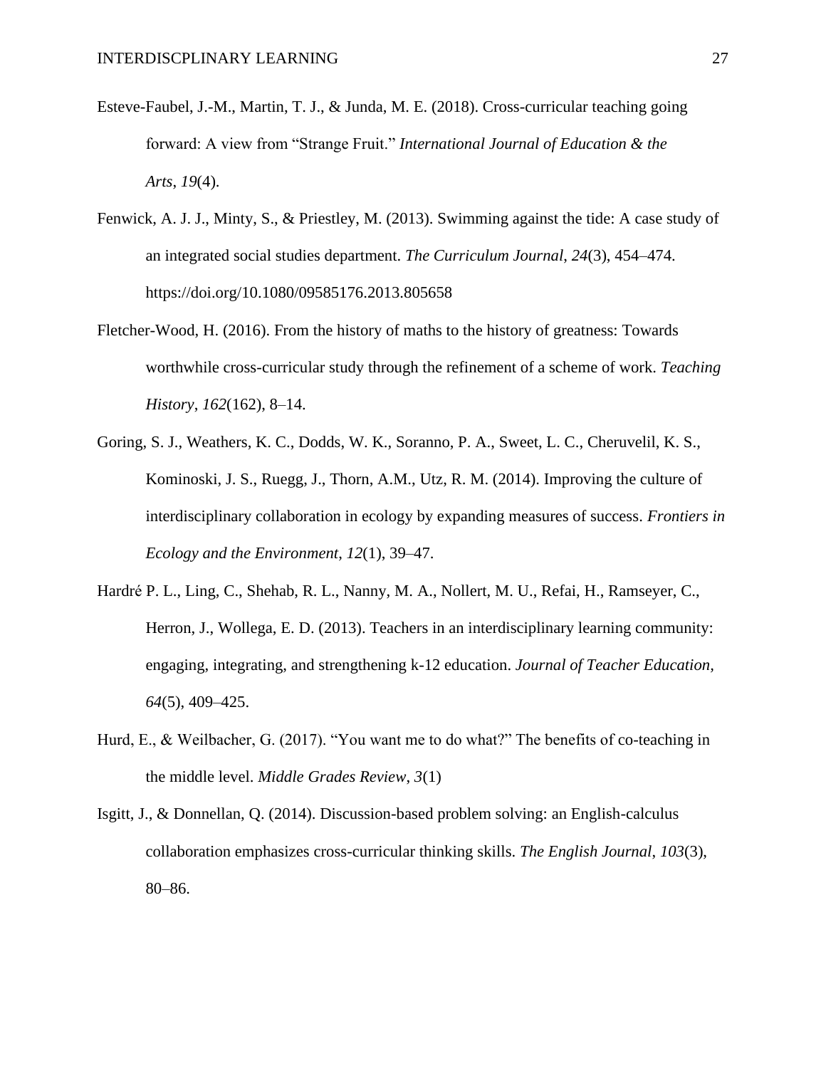Esteve-Faubel, J.-M., Martin, T. J., & Junda, M. E. (2018). Cross-curricular teaching going forward: A view from "Strange Fruit." *International Journal of Education & the Arts*, *19*(4).

Fenwick, A. J. J., Minty, S., & Priestley, M. (2013). Swimming against the tide: A case study of an integrated social studies department. *The Curriculum Journal*, *24*(3), 454–474. https://doi.org/10.1080/09585176.2013.805658

Fletcher-Wood, H. (2016). From the history of maths to the history of greatness: Towards worthwhile cross-curricular study through the refinement of a scheme of work. *Teaching History*, *162*(162), 8–14.

Goring, S. J., Weathers, K. C., Dodds, W. K., Soranno, P. A., Sweet, L. C., Cheruvelil, K. S., Kominoski, J. S., Ruegg, J., Thorn, A.M., Utz, R. M. (2014). Improving the culture of interdisciplinary collaboration in ecology by expanding measures of success. *Frontiers in Ecology and the Environment*, *12*(1), 39–47.

Hardré P. L., Ling, C., Shehab, R. L., Nanny, M. A., Nollert, M. U., Refai, H., Ramseyer, C., Herron, J., Wollega, E. D. (2013). Teachers in an interdisciplinary learning community: engaging, integrating, and strengthening k-12 education. *Journal of Teacher Education*, *64*(5), 409–425.

Hurd, E., & Weilbacher, G. (2017). "You want me to do what?" The benefits of co-teaching in the middle level. *Middle Grades Review*, *3*(1)

Isgitt, J., & Donnellan, Q. (2014). Discussion-based problem solving: an English-calculus collaboration emphasizes cross-curricular thinking skills. *The English Journal*, *103*(3), 80–86.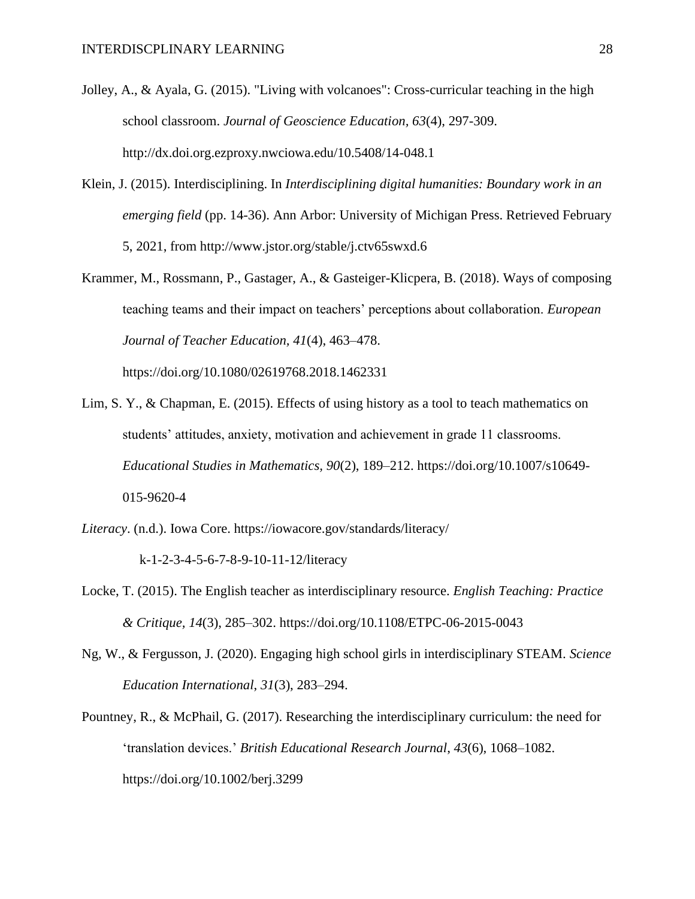Jolley, A., & Ayala, G. (2015). "Living with volcanoes": Cross-curricular teaching in the high school classroom. *Journal of Geoscience Education, 63*(4), 297-309. http://dx.doi.org.ezproxy.nwciowa.edu/10.5408/14-048.1

Klein, J. (2015). Interdisciplining. In *Interdisciplining digital humanities: Boundary work in an emerging field* (pp. 14-36). Ann Arbor: University of Michigan Press. Retrieved February 5, 2021, from http://www.jstor.org/stable/j.ctv65swxd.6

Krammer, M., Rossmann, P., Gastager, A., & Gasteiger-Klicpera, B. (2018). Ways of composing teaching teams and their impact on teachers' perceptions about collaboration. *European Journal of Teacher Education, 41*(4), 463–478. https://doi.org/10.1080/02619768.2018.1462331

Lim, S. Y., & Chapman, E. (2015). Effects of using history as a tool to teach mathematics on students' attitudes, anxiety, motivation and achievement in grade 11 classrooms. *Educational Studies in Mathematics*, *90*(2), 189–212. https://doi.org/10.1007/s10649-015-9620-4

*Literacy*. (n.d.). Iowa Core. https://iowacore.gov/standards/literacy/k-1-2-3-4-5-6-7-8-9-10-11-12/literacy

Locke, T. (2015). The English teacher as interdisciplinary resource. *English Teaching: Practice & Critique*, *14*(3), 285–302. https://doi.org/10.1108/ETPC-06-2015-0043

Ng, W., & Fergusson, J. (2020). Engaging high school girls in interdisciplinary STEAM. *Science Education International*, *31*(3), 283–294.

Pountney, R., & McPhail, G. (2017). Researching the interdisciplinary curriculum: the need for 'translation devices.' *British Educational Research Journal*, *43*(6), 1068–1082. https://doi.org/10.1002/berj.3299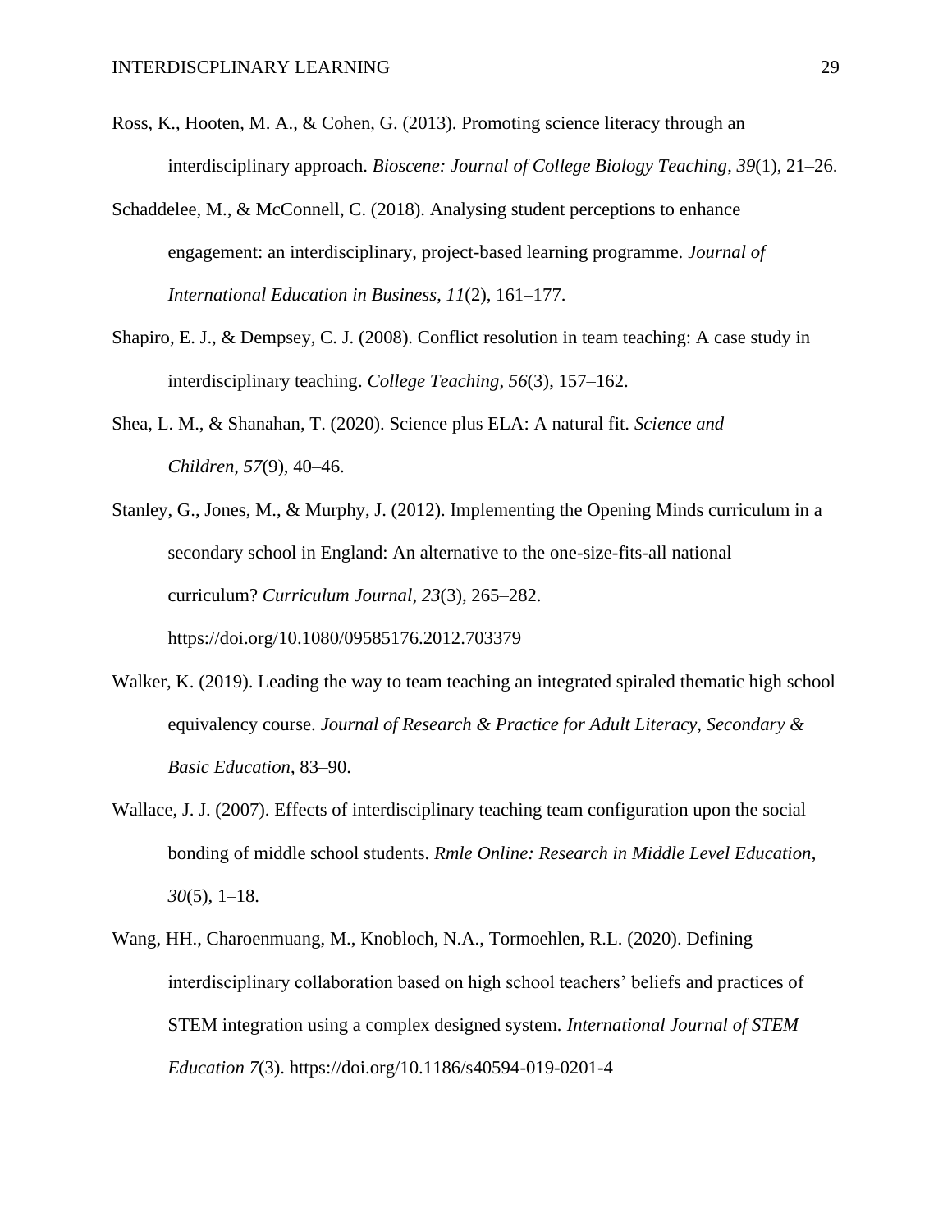Ross, K., Hooten, M. A., & Cohen, G. (2013). Promoting science literacy through an interdisciplinary approach. *Bioscene: Journal of College Biology Teaching*, *39*(1), 21–26.

Schaddelee, M., & McConnell, C. (2018). Analysing student perceptions to enhance engagement: an interdisciplinary, project-based learning programme. *Journal of International Education in Business*, *11*(2), 161–177.

Shapiro, E. J., & Dempsey, C. J. (2008). Conflict resolution in team teaching: A case study in interdisciplinary teaching. *College Teaching*, *56*(3), 157–162.

Shea, L. M., & Shanahan, T. (2020). Science plus ELA: A natural fit. *Science and Children*, *57*(9), 40–46.

Stanley, G., Jones, M., & Murphy, J. (2012). Implementing the Opening Minds curriculum in a secondary school in England: An alternative to the one-size-fits-all national curriculum? *Curriculum Journal*, *23*(3), 265–282. https://doi.org/10.1080/09585176.2012.703379

Walker, K. (2019). Leading the way to team teaching an integrated spiraled thematic high school equivalency course. *Journal of Research & Practice for Adult Literacy, Secondary & Basic Education*, 83–90.

Wallace, J. J. (2007). Effects of interdisciplinary teaching team configuration upon the social bonding of middle school students. *Rmle Online: Research in Middle Level Education*, *30*(5), 1–18.

Wang, HH., Charoenmuang, M., Knobloch, N.A., Tormoehlen, R.L. (2020). Defining interdisciplinary collaboration based on high school teachers' beliefs and practices of STEM integration using a complex designed system. *International Journal of STEM Education 7*(3). https://doi.org/10.1186/s40594-019-0201-4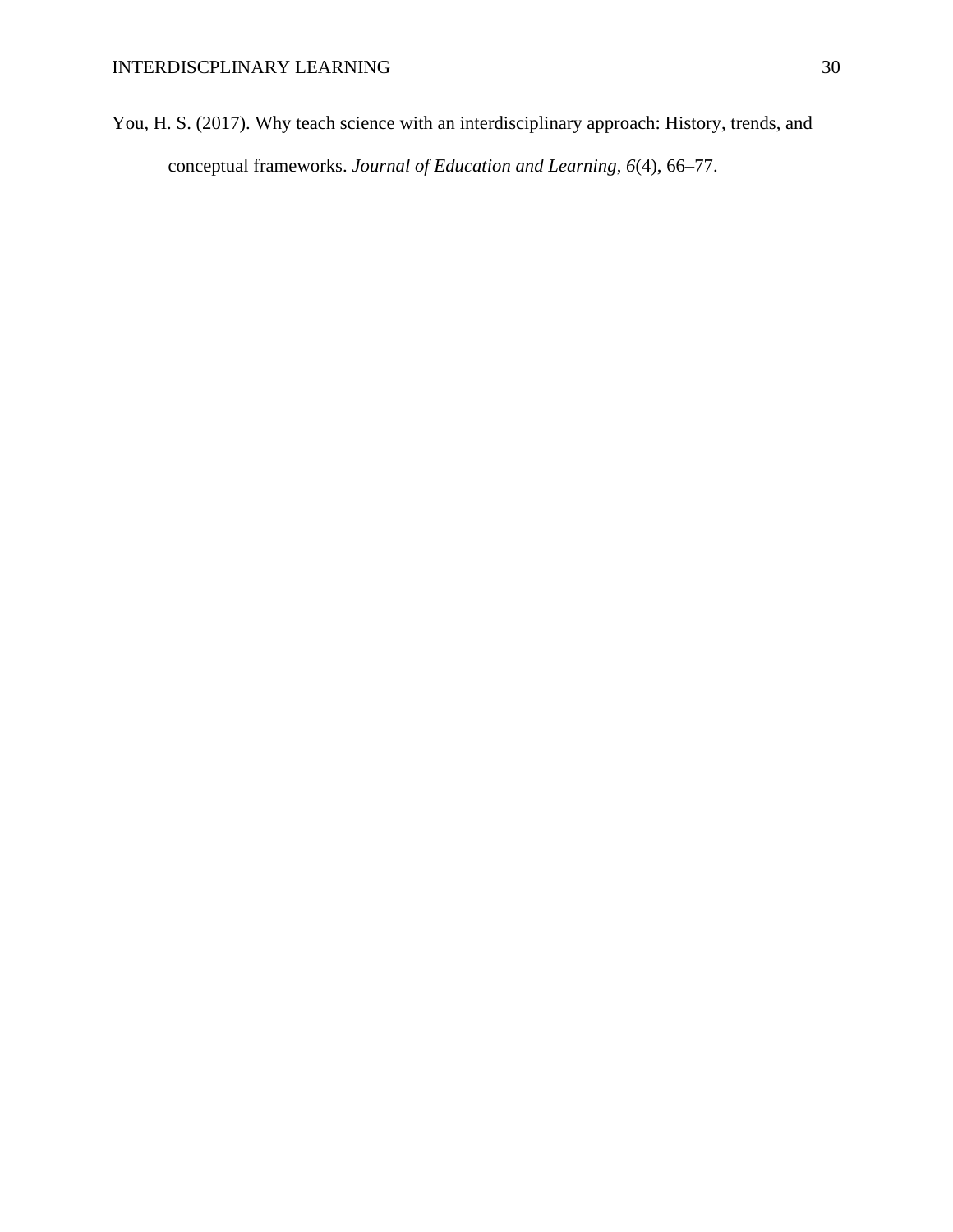You, H. S. (2017). Why teach science with an interdisciplinary approach: History, trends, and conceptual frameworks. *Journal of Education and Learning*, *6*(4), 66–77.